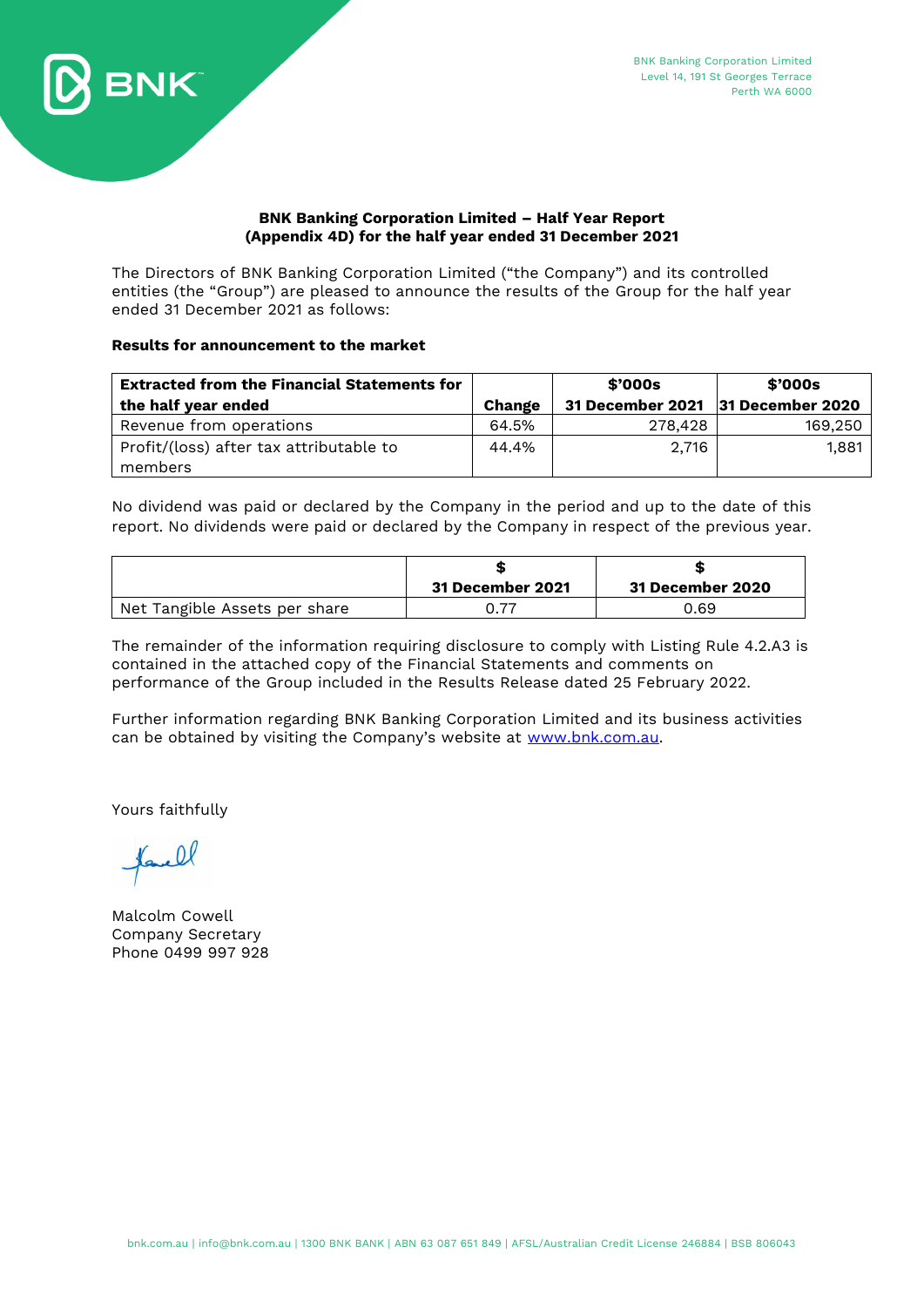BNK Banking Corporation Limited
Level 14, 191 St Georges Terrace
Perth WA 6000

## BNK Banking Corporation Limited – Half Year Report (Appendix 4D) for the half year ended 31 December 2021

The Directors of BNK Banking Corporation Limited ("the Company") and its controlled entities (the "Group") are pleased to announce the results of the Group for the half year ended 31 December 2021 as follows:

**Results for announcement to the market**

| Extracted from the Financial Statements for the half year ended | Change | $'000s 31 December 2021 | $'000s 31 December 2020 |
|---|---|---|---|
| Revenue from operations | 64.5% | 278,428 | 169,250 |
| Profit/(loss) after tax attributable to members | 44.4% | 2,716 | 1,881 |

No dividend was paid or declared by the Company in the period and up to the date of this report. No dividends were paid or declared by the Company in respect of the previous year.

| | $ 31 December 2021 | $ 31 December 2020 |
|---|---|---|
| Net Tangible Assets per share | 0.77 | 0.69 |

The remainder of the information requiring disclosure to comply with Listing Rule 4.2.A3 is contained in the attached copy of the Financial Statements and comments on performance of the Group included in the Results Release dated 25 February 2022.

Further information regarding BNK Banking Corporation Limited and its business activities can be obtained by visiting the Company's website at www.bnk.com.au.

Yours faithfully

Malcolm Cowell
Company Secretary
Phone 0499 997 928

bnk.com.au | info@bnk.com.au | 1300 BNK BANK | ABN 63 087 651 849 | AFSL/Australian Credit License 246884 | BSB 806043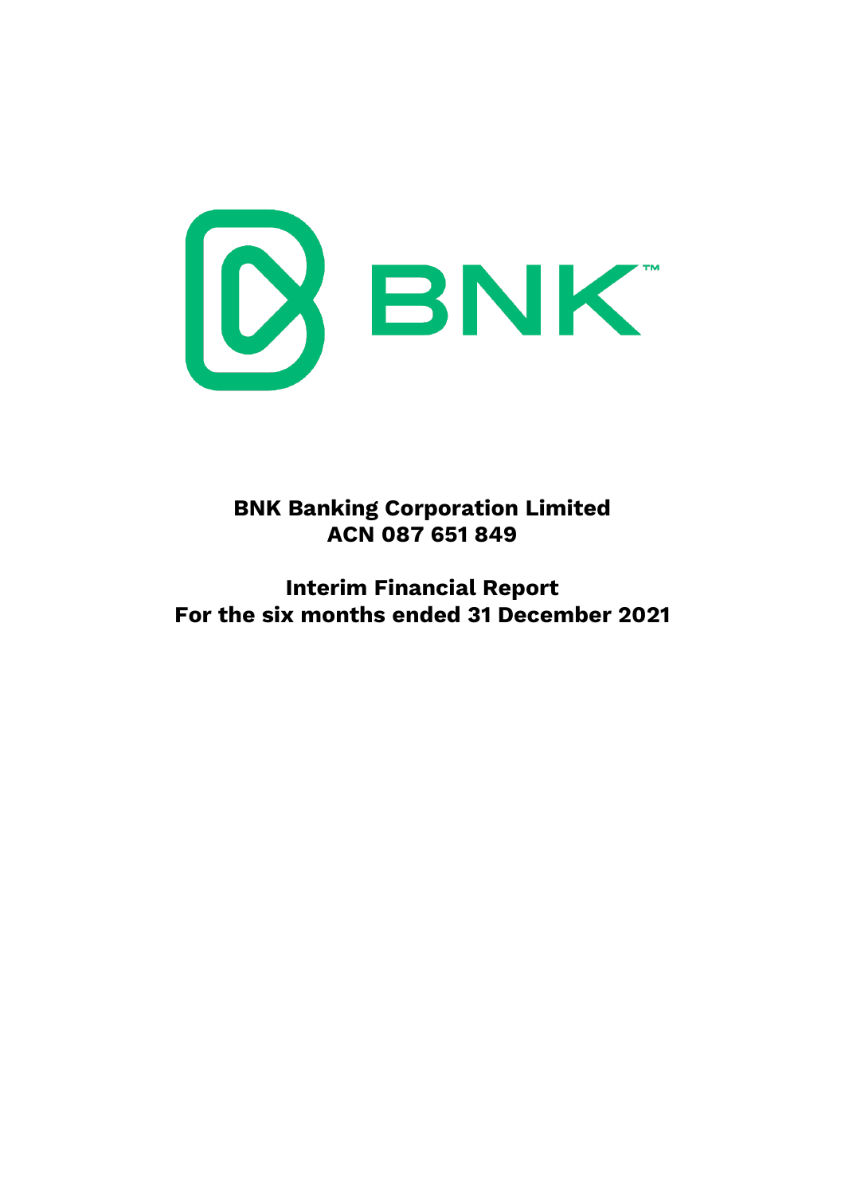# BNK Banking Corporation Limited
# ACN 087 651 849

## Interim Financial Report
## For the six months ended 31 December 2021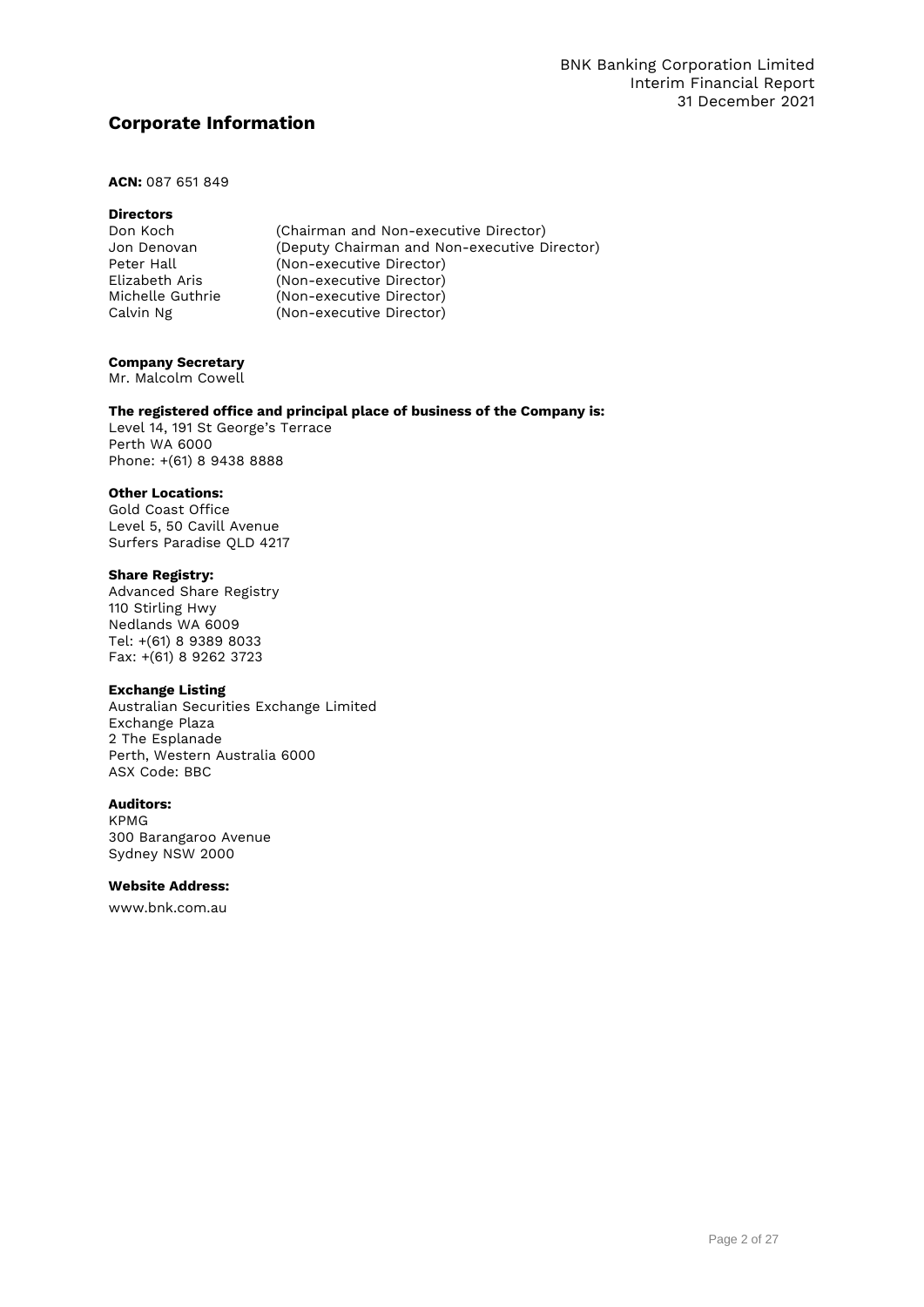# Corporate Information

**ACN:** 087 651 849

**Directors**

| | |
|---|---|
| Don Koch | (Chairman and Non-executive Director) |
| Jon Denovan | (Deputy Chairman and Non-executive Director) |
| Peter Hall | (Non-executive Director) |
| Elizabeth Aris | (Non-executive Director) |
| Michelle Guthrie | (Non-executive Director) |
| Calvin Ng | (Non-executive Director) |

**Company Secretary**
Mr. Malcolm Cowell

**The registered office and principal place of business of the Company is:**
Level 14, 191 St George's Terrace
Perth WA 6000
Phone: +(61) 8 9438 8888

**Other Locations:**
Gold Coast Office
Level 5, 50 Cavill Avenue
Surfers Paradise QLD 4217

**Share Registry:**
Advanced Share Registry
110 Stirling Hwy
Nedlands WA 6009
Tel: +(61) 8 9389 8033
Fax: +(61) 8 9262 3723

**Exchange Listing**
Australian Securities Exchange Limited
Exchange Plaza
2 The Esplanade
Perth, Western Australia 6000
ASX Code: BBC

**Auditors:**
KPMG
300 Barangaroo Avenue
Sydney NSW 2000

**Website Address:**
www.bnk.com.au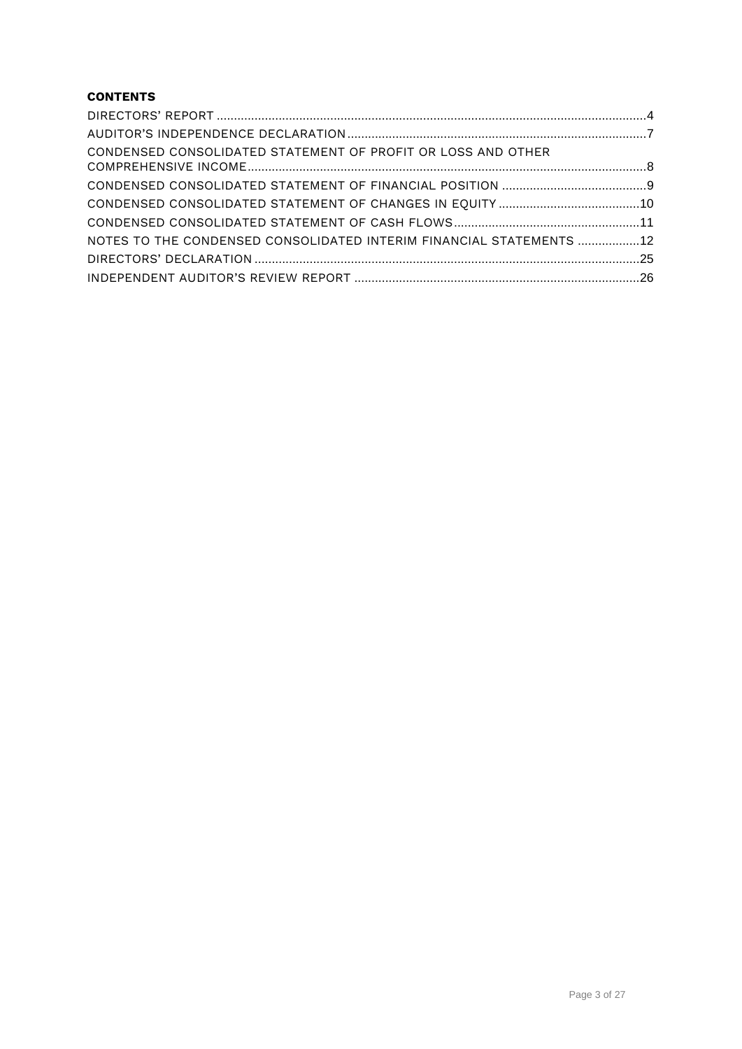**CONTENTS**

DIRECTORS' REPORT ....................................................................................................................4

AUDITOR'S INDEPENDENCE DECLARATION ...................................................................................7

CONDENSED CONSOLIDATED STATEMENT OF PROFIT OR LOSS AND OTHER COMPREHENSIVE INCOME ...............................................................................................................8

CONDENSED CONSOLIDATED STATEMENT OF FINANCIAL POSITION .........................................9

CONDENSED CONSOLIDATED STATEMENT OF CHANGES IN EQUITY .........................................10

CONDENSED CONSOLIDATED STATEMENT OF CASH FLOWS .....................................................11

NOTES TO THE CONDENSED CONSOLIDATED INTERIM FINANCIAL STATEMENTS ..................12

DIRECTORS' DECLARATION .........................................................................................................25

INDEPENDENT AUDITOR'S REVIEW REPORT ...............................................................................26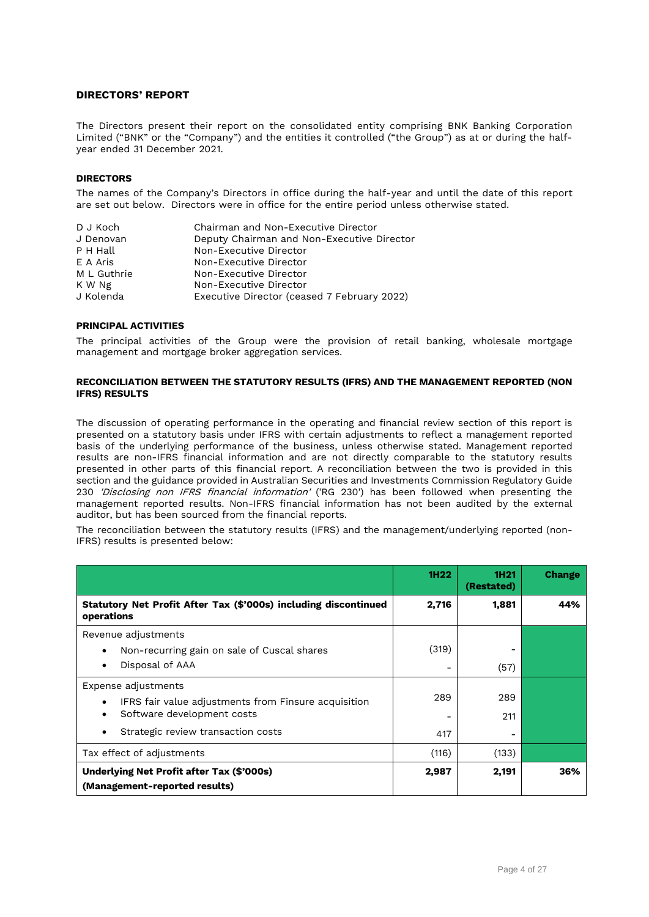## DIRECTORS' REPORT

The Directors present their report on the consolidated entity comprising BNK Banking Corporation Limited ("BNK" or the "Company") and the entities it controlled ("the Group") as at or during the half-year ended 31 December 2021.

### DIRECTORS

The names of the Company's Directors in office during the half-year and until the date of this report are set out below. Directors were in office for the entire period unless otherwise stated.

| | |
|---|---|
| D J Koch | Chairman and Non-Executive Director |
| J Denovan | Deputy Chairman and Non-Executive Director |
| P H Hall | Non-Executive Director |
| E A Aris | Non-Executive Director |
| M L Guthrie | Non-Executive Director |
| K W Ng | Non-Executive Director |
| J Kolenda | Executive Director (ceased 7 February 2022) |

### PRINCIPAL ACTIVITIES

The principal activities of the Group were the provision of retail banking, wholesale mortgage management and mortgage broker aggregation services.

### RECONCILIATION BETWEEN THE STATUTORY RESULTS (IFRS) AND THE MANAGEMENT REPORTED (NON IFRS) RESULTS

The discussion of operating performance in the operating and financial review section of this report is presented on a statutory basis under IFRS with certain adjustments to reflect a management reported basis of the underlying performance of the business, unless otherwise stated. Management reported results are non-IFRS financial information and are not directly comparable to the statutory results presented in other parts of this financial report. A reconciliation between the two is provided in this section and the guidance provided in Australian Securities and Investments Commission Regulatory Guide 230 *'Disclosing non IFRS financial information'* ('RG 230') has been followed when presenting the management reported results. Non-IFRS financial information has not been audited by the external auditor, but has been sourced from the financial reports.

The reconciliation between the statutory results (IFRS) and the management/underlying reported (non-IFRS) results is presented below:

| | 1H22 | 1H21 (Restated) | Change |
|---|---|---|---|
| **Statutory Net Profit After Tax ($'000s) including discontinued operations** | **2,716** | **1,881** | **44%** |
| Revenue adjustments | | | |
| • Non-recurring gain on sale of Cuscal shares | (319) | - | |
| • Disposal of AAA | - | (57) | |
| Expense adjustments | | | |
| • IFRS fair value adjustments from Finsure acquisition | 289 | 289 | |
| • Software development costs | - | 211 | |
| • Strategic review transaction costs | 417 | - | |
| Tax effect of adjustments | (116) | (133) | |
| **Underlying Net Profit after Tax ($'000s) (Management-reported results)** | **2,987** | **2,191** | **36%** |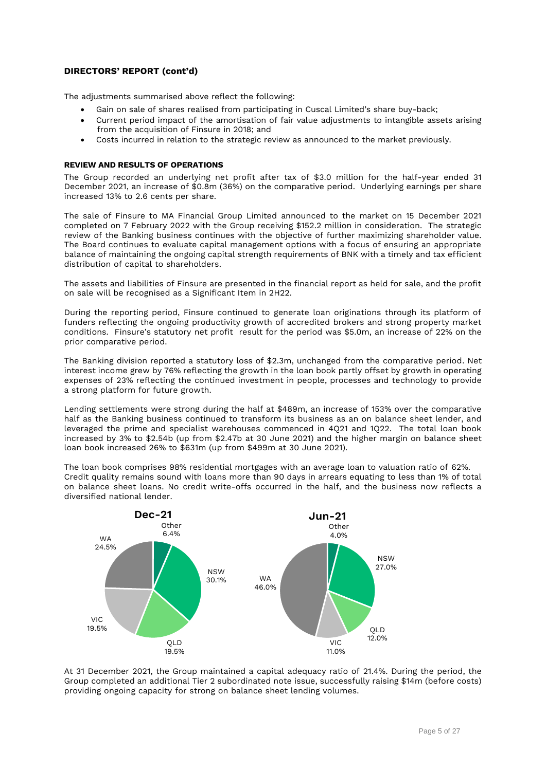**DIRECTORS' REPORT (cont'd)**

The adjustments summarised above reflect the following:

- Gain on sale of shares realised from participating in Cuscal Limited's share buy-back;
- Current period impact of the amortisation of fair value adjustments to intangible assets arising from the acquisition of Finsure in 2018; and
- Costs incurred in relation to the strategic review as announced to the market previously.

**REVIEW AND RESULTS OF OPERATIONS**

The Group recorded an underlying net profit after tax of $3.0 million for the half-year ended 31 December 2021, an increase of $0.8m (36%) on the comparative period. Underlying earnings per share increased 13% to 2.6 cents per share.

The sale of Finsure to MA Financial Group Limited announced to the market on 15 December 2021 completed on 7 February 2022 with the Group receiving $152.2 million in consideration. The strategic review of the Banking business continues with the objective of further maximizing shareholder value. The Board continues to evaluate capital management options with a focus of ensuring an appropriate balance of maintaining the ongoing capital strength requirements of BNK with a timely and tax efficient distribution of capital to shareholders.

The assets and liabilities of Finsure are presented in the financial report as held for sale, and the profit on sale will be recognised as a Significant Item in 2H22.

During the reporting period, Finsure continued to generate loan originations through its platform of funders reflecting the ongoing productivity growth of accredited brokers and strong property market conditions. Finsure's statutory net profit result for the period was $5.0m, an increase of 22% on the prior comparative period.

The Banking division reported a statutory loss of $2.3m, unchanged from the comparative period. Net interest income grew by 76% reflecting the growth in the loan book partly offset by growth in operating expenses of 23% reflecting the continued investment in people, processes and technology to provide a strong platform for future growth.

Lending settlements were strong during the half at $489m, an increase of 153% over the comparative half as the Banking business continued to transform its business as an on balance sheet lender, and leveraged the prime and specialist warehouses commenced in 4Q21 and 1Q22. The total loan book increased by 3% to $2.54b (up from $2.47b at 30 June 2021) and the higher margin on balance sheet loan book increased 26% to $631m (up from $499m at 30 June 2021).

The loan book comprises 98% residential mortgages with an average loan to valuation ratio of 62%. Credit quality remains sound with loans more than 90 days in arrears equating to less than 1% of total on balance sheet loans. No credit write-offs occurred in the half, and the business now reflects a diversified national lender.

| State | Dec-21 | Jun-21 |
|---|---|---|
| NSW | 30.1% | 27.0% |
| QLD | 19.5% | 12.0% |
| VIC | 19.5% | 11.0% |
| WA | 24.5% | 46.0% |
| Other | 6.4% | 4.0% |

At 31 December 2021, the Group maintained a capital adequacy ratio of 21.4%. During the period, the Group completed an additional Tier 2 subordinated note issue, successfully raising $14m (before costs) providing ongoing capacity for strong on balance sheet lending volumes.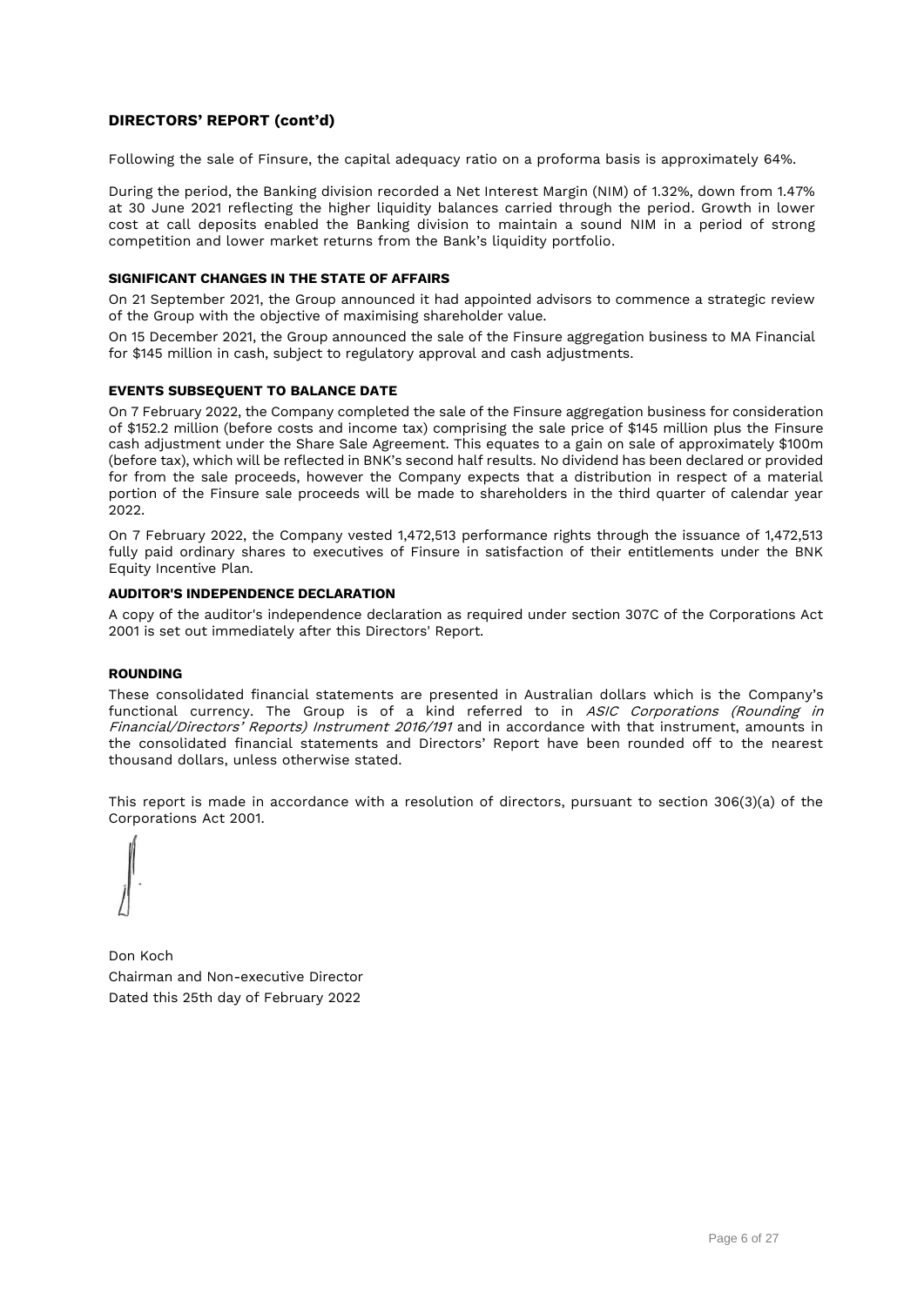## DIRECTORS' REPORT (cont'd)

Following the sale of Finsure, the capital adequacy ratio on a proforma basis is approximately 64%.

During the period, the Banking division recorded a Net Interest Margin (NIM) of 1.32%, down from 1.47% at 30 June 2021 reflecting the higher liquidity balances carried through the period. Growth in lower cost at call deposits enabled the Banking division to maintain a sound NIM in a period of strong competition and lower market returns from the Bank's liquidity portfolio.

### SIGNIFICANT CHANGES IN THE STATE OF AFFAIRS

On 21 September 2021, the Group announced it had appointed advisors to commence a strategic review of the Group with the objective of maximising shareholder value.

On 15 December 2021, the Group announced the sale of the Finsure aggregation business to MA Financial for $145 million in cash, subject to regulatory approval and cash adjustments.

### EVENTS SUBSEQUENT TO BALANCE DATE

On 7 February 2022, the Company completed the sale of the Finsure aggregation business for consideration of $152.2 million (before costs and income tax) comprising the sale price of $145 million plus the Finsure cash adjustment under the Share Sale Agreement. This equates to a gain on sale of approximately $100m (before tax), which will be reflected in BNK's second half results. No dividend has been declared or provided for from the sale proceeds, however the Company expects that a distribution in respect of a material portion of the Finsure sale proceeds will be made to shareholders in the third quarter of calendar year 2022.

On 7 February 2022, the Company vested 1,472,513 performance rights through the issuance of 1,472,513 fully paid ordinary shares to executives of Finsure in satisfaction of their entitlements under the BNK Equity Incentive Plan.

### AUDITOR'S INDEPENDENCE DECLARATION

A copy of the auditor's independence declaration as required under section 307C of the Corporations Act 2001 is set out immediately after this Directors' Report.

### ROUNDING

These consolidated financial statements are presented in Australian dollars which is the Company's functional currency. The Group is of a kind referred to in *ASIC Corporations (Rounding in Financial/Directors' Reports) Instrument 2016/191* and in accordance with that instrument, amounts in the consolidated financial statements and Directors' Report have been rounded off to the nearest thousand dollars, unless otherwise stated.

This report is made in accordance with a resolution of directors, pursuant to section 306(3)(a) of the Corporations Act 2001.

Don Koch
Chairman and Non-executive Director
Dated this 25th day of February 2022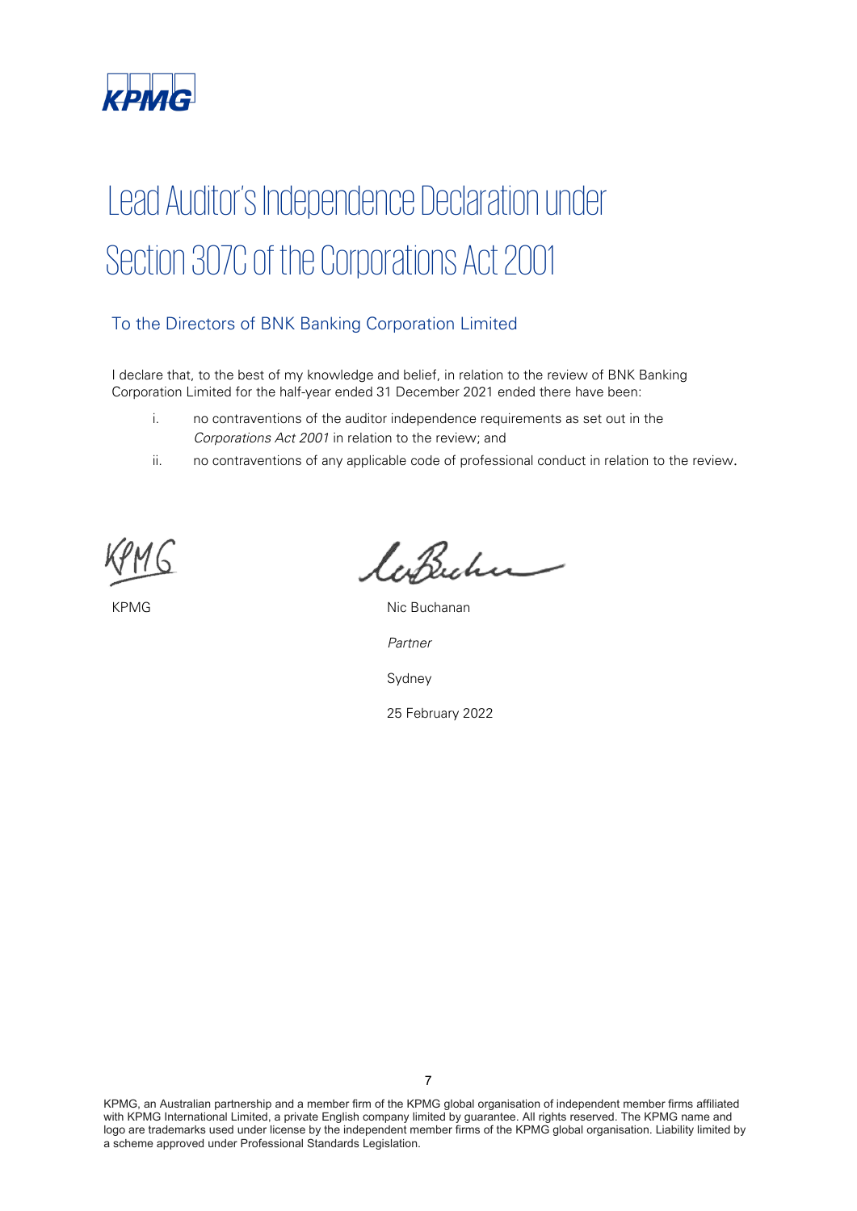# Lead Auditor's Independence Declaration under Section 307C of the Corporations Act 2001

## To the Directors of BNK Banking Corporation Limited

I declare that, to the best of my knowledge and belief, in relation to the review of BNK Banking Corporation Limited for the half-year ended 31 December 2021 ended there have been:

i. no contraventions of the auditor independence requirements as set out in the *Corporations Act 2001* in relation to the review; and

ii. no contraventions of any applicable code of professional conduct in relation to the review.

KPMG

Nic Buchanan

*Partner*

Sydney

25 February 2022

KPMG, an Australian partnership and a member firm of the KPMG global organisation of independent member firms affiliated with KPMG International Limited, a private English company limited by guarantee. All rights reserved. The KPMG name and logo are trademarks used under license by the independent member firms of the KPMG global organisation. Liability limited by a scheme approved under Professional Standards Legislation.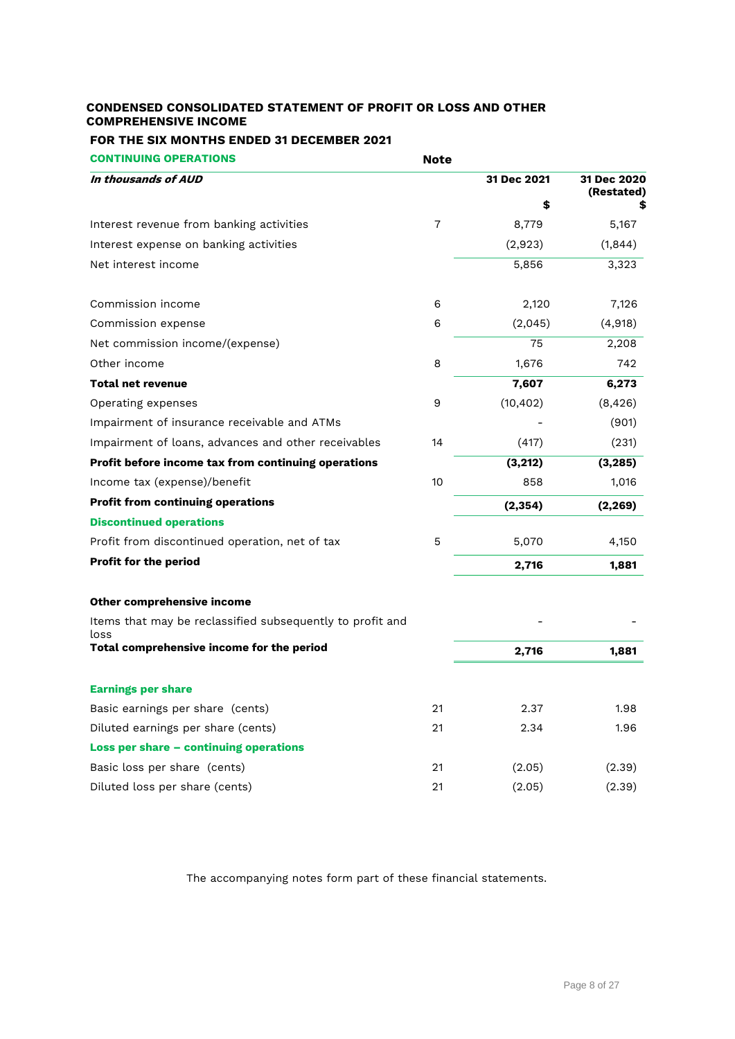## CONDENSED CONSOLIDATED STATEMENT OF PROFIT OR LOSS AND OTHER COMPREHENSIVE INCOME

### FOR THE SIX MONTHS ENDED 31 DECEMBER 2021

| CONTINUING OPERATIONS | Note | | |
|---|---|---|---|
| *In thousands of AUD* | | 31 Dec 2021 | 31 Dec 2020 (Restated) |
| | | $ | $ |
| Interest revenue from banking activities | 7 | 8,779 | 5,167 |
| Interest expense on banking activities | | (2,923) | (1,844) |
| Net interest income | | 5,856 | 3,323 |
| | | | |
| Commission income | 6 | 2,120 | 7,126 |
| Commission expense | 6 | (2,045) | (4,918) |
| Net commission income/(expense) | | 75 | 2,208 |
| Other income | 8 | 1,676 | 742 |
| **Total net revenue** | | **7,607** | **6,273** |
| Operating expenses | 9 | (10,402) | (8,426) |
| Impairment of insurance receivable and ATMs | | - | (901) |
| Impairment of loans, advances and other receivables | 14 | (417) | (231) |
| **Profit before income tax from continuing operations** | | **(3,212)** | **(3,285)** |
| Income tax (expense)/benefit | 10 | 858 | 1,016 |
| **Profit from continuing operations** | | **(2,354)** | **(2,269)** |
| **Discontinued operations** | | | |
| Profit from discontinued operation, net of tax | 5 | 5,070 | 4,150 |
| **Profit for the period** | | **2,716** | **1,881** |
| | | | |
| **Other comprehensive income** | | | |
| Items that may be reclassified subsequently to profit and loss | | - | - |
| **Total comprehensive income for the period** | | **2,716** | **1,881** |
| | | | |
| **Earnings per share** | | | |
| Basic earnings per share (cents) | 21 | 2.37 | 1.98 |
| Diluted earnings per share (cents) | 21 | 2.34 | 1.96 |
| **Loss per share – continuing operations** | | | |
| Basic loss per share (cents) | 21 | (2.05) | (2.39) |
| Diluted loss per share (cents) | 21 | (2.05) | (2.39) |

The accompanying notes form part of these financial statements.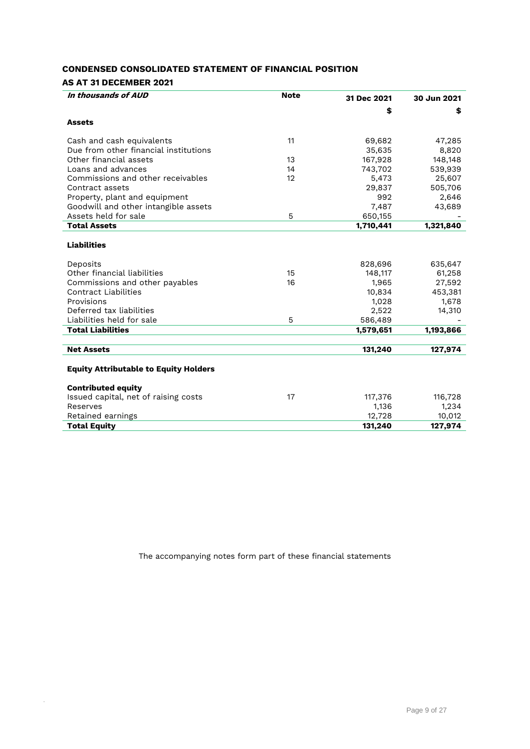# CONDENSED CONSOLIDATED STATEMENT OF FINANCIAL POSITION

## AS AT 31 DECEMBER 2021

| *In thousands of AUD* | Note | 31 Dec 2021 | 30 Jun 2021 |
|---|---|---|---|
| | | $ | $ |
| **Assets** | | | |
| Cash and cash equivalents | 11 | 69,682 | 47,285 |
| Due from other financial institutions | | 35,635 | 8,820 |
| Other financial assets | 13 | 167,928 | 148,148 |
| Loans and advances | 14 | 743,702 | 539,939 |
| Commissions and other receivables | 12 | 5,473 | 25,607 |
| Contract assets | | 29,837 | 505,706 |
| Property, plant and equipment | | 992 | 2,646 |
| Goodwill and other intangible assets | | 7,487 | 43,689 |
| Assets held for sale | 5 | 650,155 | - |
| **Total Assets** | | **1,710,441** | **1,321,840** |
| **Liabilities** | | | |
| Deposits | | 828,696 | 635,647 |
| Other financial liabilities | 15 | 148,117 | 61,258 |
| Commissions and other payables | 16 | 1,965 | 27,592 |
| Contract Liabilities | | 10,834 | 453,381 |
| Provisions | | 1,028 | 1,678 |
| Deferred tax liabilities | | 2,522 | 14,310 |
| Liabilities held for sale | 5 | 586,489 | - |
| **Total Liabilities** | | **1,579,651** | **1,193,866** |
| **Net Assets** | | **131,240** | **127,974** |
| **Equity Attributable to Equity Holders** | | | |
| **Contributed equity** | | | |
| Issued capital, net of raising costs | 17 | 117,376 | 116,728 |
| Reserves | | 1,136 | 1,234 |
| Retained earnings | | 12,728 | 10,012 |
| **Total Equity** | | **131,240** | **127,974** |

The accompanying notes form part of these financial statements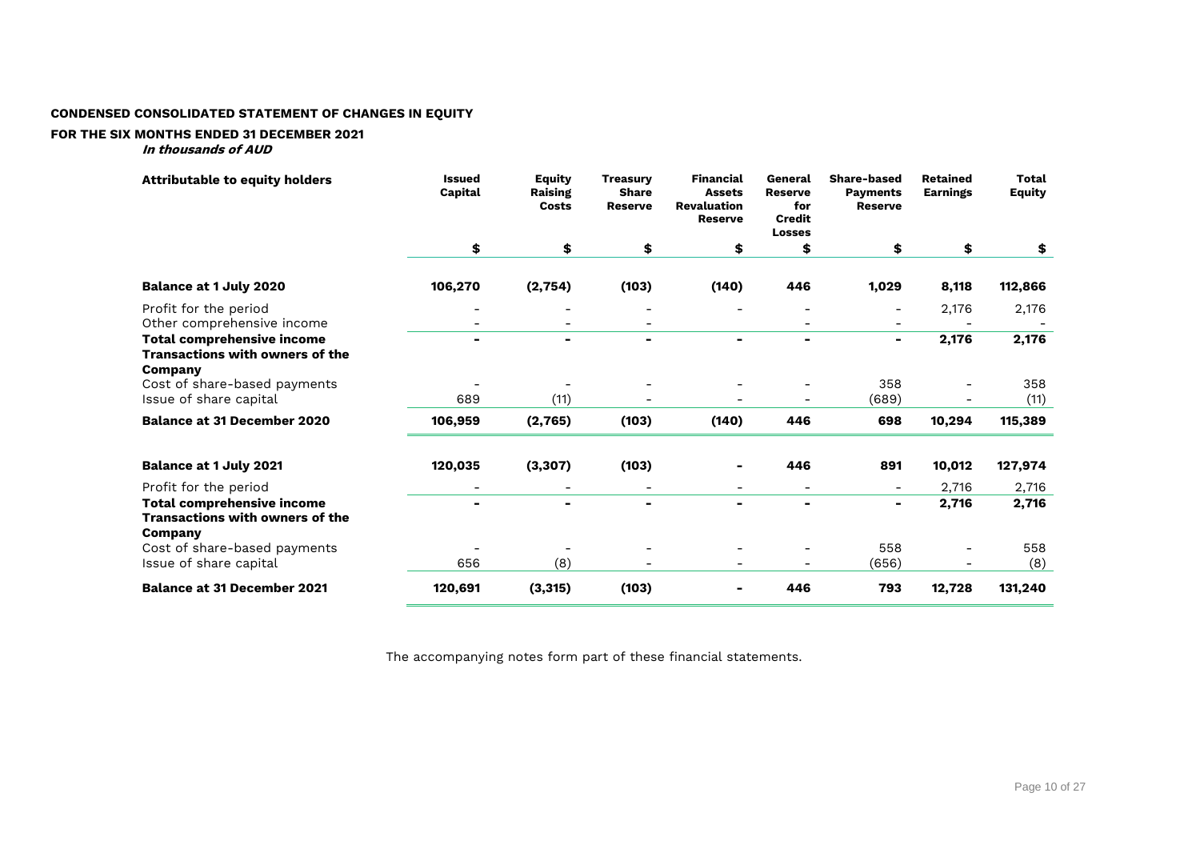**CONDENSED CONSOLIDATED STATEMENT OF CHANGES IN EQUITY**

**FOR THE SIX MONTHS ENDED 31 DECEMBER 2021**

***In thousands of AUD***

| Attributable to equity holders | Issued Capital | Equity Raising Costs | Treasury Share Reserve | Financial Assets Revaluation Reserve | General Reserve for Credit Losses | Share-based Payments Reserve | Retained Earnings | Total Equity |
|---|---|---|---|---|---|---|---|---|
| | $ | $ | $ | $ | $ | $ | $ | $ |
| **Balance at 1 July 2020** | **106,270** | **(2,754)** | **(103)** | **(140)** | **446** | **1,029** | **8,118** | **112,866** |
| Profit for the period | - | - | - | - | - | - | 2,176 | 2,176 |
| Other comprehensive income | - | - | - | | - | - | - | - |
| **Total comprehensive income** | **-** | **-** | **-** | **-** | **-** | **-** | **2,176** | **2,176** |
| **Transactions with owners of the Company** | | | | | | | | |
| Cost of share-based payments | - | - | - | - | - | 358 | - | 358 |
| Issue of share capital | 689 | (11) | - | - | - | (689) | - | (11) |
| **Balance at 31 December 2020** | **106,959** | **(2,765)** | **(103)** | **(140)** | **446** | **698** | **10,294** | **115,389** |
| | | | | | | | | |
| **Balance at 1 July 2021** | **120,035** | **(3,307)** | **(103)** | **-** | **446** | **891** | **10,012** | **127,974** |
| Profit for the period | - | - | - | - | - | - | 2,716 | 2,716 |
| **Total comprehensive income** | **-** | **-** | **-** | **-** | **-** | **-** | **2,716** | **2,716** |
| **Transactions with owners of the Company** | | | | | | | | |
| Cost of share-based payments | - | - | - | - | - | 558 | - | 558 |
| Issue of share capital | 656 | (8) | - | - | - | (656) | - | (8) |
| **Balance at 31 December 2021** | **120,691** | **(3,315)** | **(103)** | **-** | **446** | **793** | **12,728** | **131,240** |

The accompanying notes form part of these financial statements.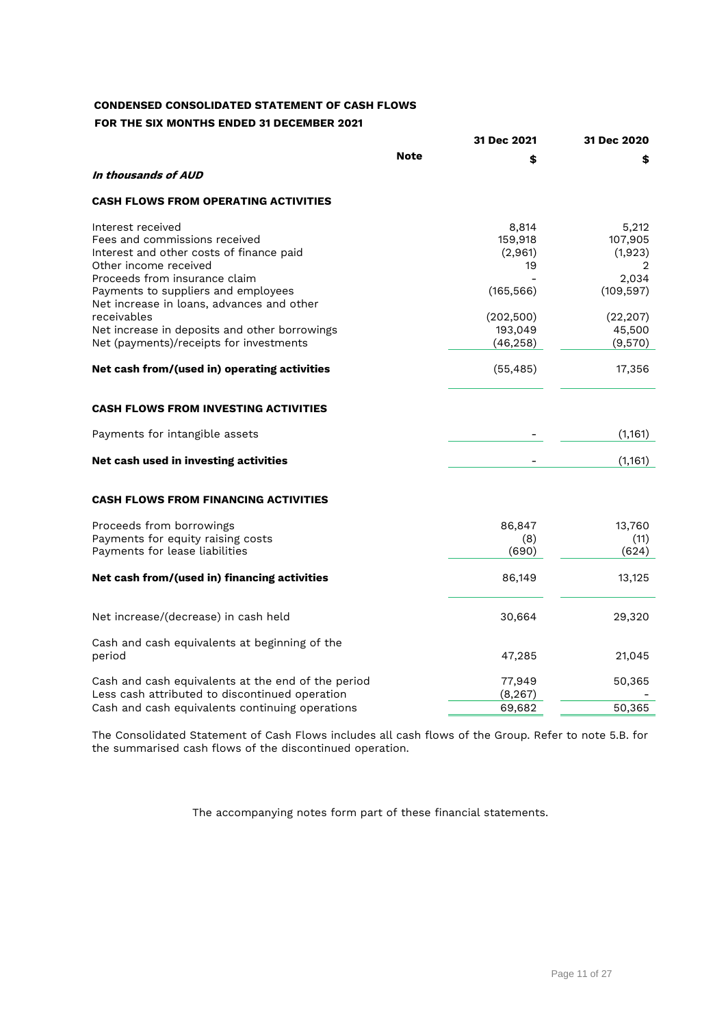## CONDENSED CONSOLIDATED STATEMENT OF CASH FLOWS

### FOR THE SIX MONTHS ENDED 31 DECEMBER 2021

| | Note | 31 Dec 2021 | 31 Dec 2020 |
|---|---|---|---|
| | | **$** | **$** |
| ***In thousands of AUD*** | | | |
| **CASH FLOWS FROM OPERATING ACTIVITIES** | | | |
| Interest received | | 8,814 | 5,212 |
| Fees and commissions received | | 159,918 | 107,905 |
| Interest and other costs of finance paid | | (2,961) | (1,923) |
| Other income received | | 19 | 2 |
| Proceeds from insurance claim | | - | 2,034 |
| Payments to suppliers and employees | | (165,566) | (109,597) |
| Net increase in loans, advances and other receivables | | (202,500) | (22,207) |
| Net increase in deposits and other borrowings | | 193,049 | 45,500 |
| Net (payments)/receipts for investments | | (46,258) | (9,570) |
| **Net cash from/(used in) operating activities** | | (55,485) | 17,356 |
| **CASH FLOWS FROM INVESTING ACTIVITIES** | | | |
| Payments for intangible assets | | - | (1,161) |
| **Net cash used in investing activities** | | - | (1,161) |
| **CASH FLOWS FROM FINANCING ACTIVITIES** | | | |
| Proceeds from borrowings | | 86,847 | 13,760 |
| Payments for equity raising costs | | (8) | (11) |
| Payments for lease liabilities | | (690) | (624) |
| **Net cash from/(used in) financing activities** | | 86,149 | 13,125 |
| Net increase/(decrease) in cash held | | 30,664 | 29,320 |
| Cash and cash equivalents at beginning of the period | | 47,285 | 21,045 |
| Cash and cash equivalents at the end of the period | | 77,949 | 50,365 |
| Less cash attributed to discontinued operation | | (8,267) | - |
| Cash and cash equivalents continuing operations | | 69,682 | 50,365 |

The Consolidated Statement of Cash Flows includes all cash flows of the Group. Refer to note 5.B. for the summarised cash flows of the discontinued operation.

The accompanying notes form part of these financial statements.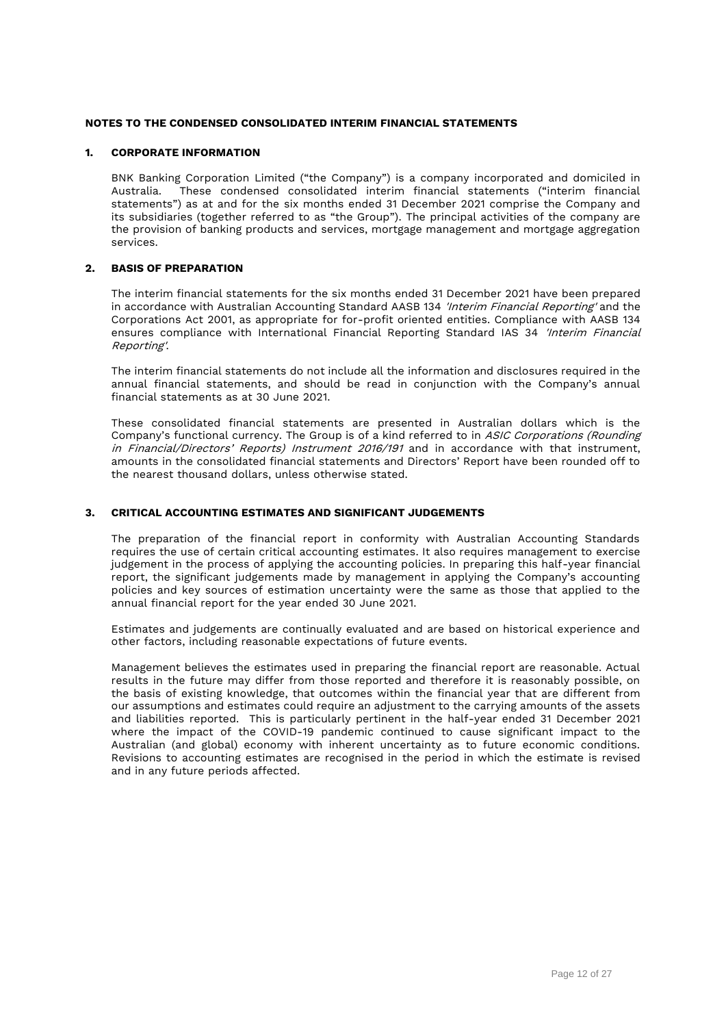**NOTES TO THE CONDENSED CONSOLIDATED INTERIM FINANCIAL STATEMENTS**

## 1. CORPORATE INFORMATION

BNK Banking Corporation Limited ("the Company") is a company incorporated and domiciled in Australia. These condensed consolidated interim financial statements ("interim financial statements") as at and for the six months ended 31 December 2021 comprise the Company and its subsidiaries (together referred to as "the Group"). The principal activities of the company are the provision of banking products and services, mortgage management and mortgage aggregation services.

## 2. BASIS OF PREPARATION

The interim financial statements for the six months ended 31 December 2021 have been prepared in accordance with Australian Accounting Standard AASB 134 *'Interim Financial Reporting'* and the Corporations Act 2001, as appropriate for for-profit oriented entities. Compliance with AASB 134 ensures compliance with International Financial Reporting Standard IAS 34 *'Interim Financial Reporting'*.

The interim financial statements do not include all the information and disclosures required in the annual financial statements, and should be read in conjunction with the Company's annual financial statements as at 30 June 2021.

These consolidated financial statements are presented in Australian dollars which is the Company's functional currency. The Group is of a kind referred to in *ASIC Corporations (Rounding in Financial/Directors' Reports) Instrument 2016/191* and in accordance with that instrument, amounts in the consolidated financial statements and Directors' Report have been rounded off to the nearest thousand dollars, unless otherwise stated.

## 3. CRITICAL ACCOUNTING ESTIMATES AND SIGNIFICANT JUDGEMENTS

The preparation of the financial report in conformity with Australian Accounting Standards requires the use of certain critical accounting estimates. It also requires management to exercise judgement in the process of applying the accounting policies. In preparing this half-year financial report, the significant judgements made by management in applying the Company's accounting policies and key sources of estimation uncertainty were the same as those that applied to the annual financial report for the year ended 30 June 2021.

Estimates and judgements are continually evaluated and are based on historical experience and other factors, including reasonable expectations of future events.

Management believes the estimates used in preparing the financial report are reasonable. Actual results in the future may differ from those reported and therefore it is reasonably possible, on the basis of existing knowledge, that outcomes within the financial year that are different from our assumptions and estimates could require an adjustment to the carrying amounts of the assets and liabilities reported. This is particularly pertinent in the half-year ended 31 December 2021 where the impact of the COVID-19 pandemic continued to cause significant impact to the Australian (and global) economy with inherent uncertainty as to future economic conditions. Revisions to accounting estimates are recognised in the period in which the estimate is revised and in any future periods affected.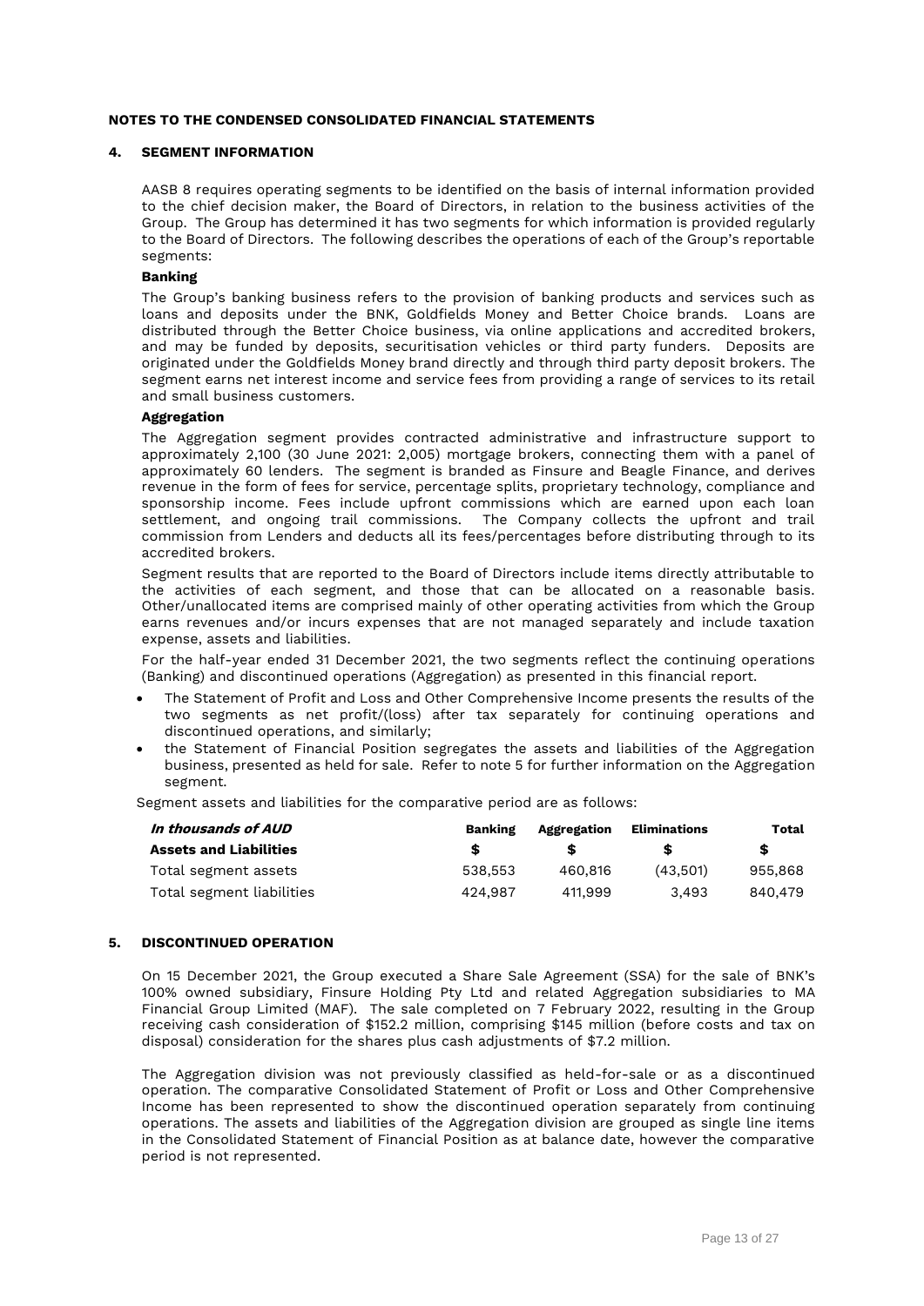# NOTES TO THE CONDENSED CONSOLIDATED FINANCIAL STATEMENTS

## 4. SEGMENT INFORMATION

AASB 8 requires operating segments to be identified on the basis of internal information provided to the chief decision maker, the Board of Directors, in relation to the business activities of the Group. The Group has determined it has two segments for which information is provided regularly to the Board of Directors. The following describes the operations of each of the Group's reportable segments:

**Banking**

The Group's banking business refers to the provision of banking products and services such as loans and deposits under the BNK, Goldfields Money and Better Choice brands. Loans are distributed through the Better Choice business, via online applications and accredited brokers, and may be funded by deposits, securitisation vehicles or third party funders. Deposits are originated under the Goldfields Money brand directly and through third party deposit brokers. The segment earns net interest income and service fees from providing a range of services to its retail and small business customers.

**Aggregation**

The Aggregation segment provides contracted administrative and infrastructure support to approximately 2,100 (30 June 2021: 2,005) mortgage brokers, connecting them with a panel of approximately 60 lenders. The segment is branded as Finsure and Beagle Finance, and derives revenue in the form of fees for service, percentage splits, proprietary technology, compliance and sponsorship income. Fees include upfront commissions which are earned upon each loan settlement, and ongoing trail commissions. The Company collects the upfront and trail commission from Lenders and deducts all its fees/percentages before distributing through to its accredited brokers.

Segment results that are reported to the Board of Directors include items directly attributable to the activities of each segment, and those that can be allocated on a reasonable basis. Other/unallocated items are comprised mainly of other operating activities from which the Group earns revenues and/or incurs expenses that are not managed separately and include taxation expense, assets and liabilities.

For the half-year ended 31 December 2021, the two segments reflect the continuing operations (Banking) and discontinued operations (Aggregation) as presented in this financial report.

- The Statement of Profit and Loss and Other Comprehensive Income presents the results of the two segments as net profit/(loss) after tax separately for continuing operations and discontinued operations, and similarly;
- the Statement of Financial Position segregates the assets and liabilities of the Aggregation business, presented as held for sale. Refer to note 5 for further information on the Aggregation segment.

Segment assets and liabilities for the comparative period are as follows:

| *In thousands of AUD* | Banking | Aggregation | Eliminations | Total |
|---|---|---|---|---|
| **Assets and Liabilities** | $ | $ | $ | $ |
| Total segment assets | 538,553 | 460,816 | (43,501) | 955,868 |
| Total segment liabilities | 424,987 | 411,999 | 3,493 | 840,479 |

## 5. DISCONTINUED OPERATION

On 15 December 2021, the Group executed a Share Sale Agreement (SSA) for the sale of BNK's 100% owned subsidiary, Finsure Holding Pty Ltd and related Aggregation subsidiaries to MA Financial Group Limited (MAF). The sale completed on 7 February 2022, resulting in the Group receiving cash consideration of $152.2 million, comprising $145 million (before costs and tax on disposal) consideration for the shares plus cash adjustments of $7.2 million.

The Aggregation division was not previously classified as held-for-sale or as a discontinued operation. The comparative Consolidated Statement of Profit or Loss and Other Comprehensive Income has been represented to show the discontinued operation separately from continuing operations. The assets and liabilities of the Aggregation division are grouped as single line items in the Consolidated Statement of Financial Position as at balance date, however the comparative period is not represented.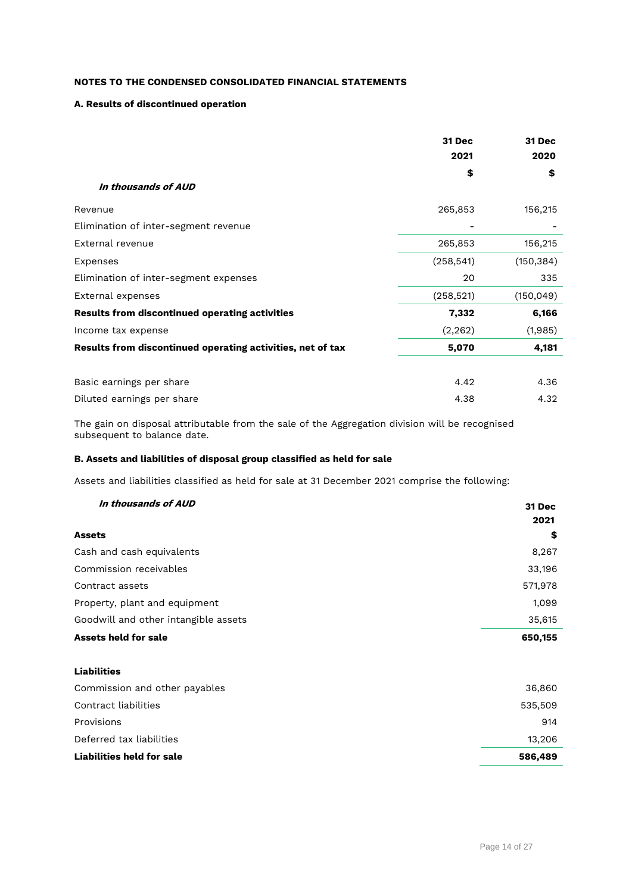**NOTES TO THE CONDENSED CONSOLIDATED FINANCIAL STATEMENTS**

**A. Results of discontinued operation**

| *In thousands of AUD* | 31 Dec 2021 $ | 31 Dec 2020 $ |
|---|---|---|
| Revenue | 265,853 | 156,215 |
| Elimination of inter-segment revenue | - | - |
| External revenue | 265,853 | 156,215 |
| Expenses | (258,541) | (150,384) |
| Elimination of inter-segment expenses | 20 | 335 |
| External expenses | (258,521) | (150,049) |
| **Results from discontinued operating activities** | **7,332** | **6,166** |
| Income tax expense | (2,262) | (1,985) |
| **Results from discontinued operating activities, net of tax** | **5,070** | **4,181** |
| | | |
| Basic earnings per share | 4.42 | 4.36 |
| Diluted earnings per share | 4.38 | 4.32 |

The gain on disposal attributable from the sale of the Aggregation division will be recognised subsequent to balance date.

**B. Assets and liabilities of disposal group classified as held for sale**

Assets and liabilities classified as held for sale at 31 December 2021 comprise the following:

| *In thousands of AUD* | 31 Dec 2021 $ |
|---|---|
| **Assets** | |
| Cash and cash equivalents | 8,267 |
| Commission receivables | 33,196 |
| Contract assets | 571,978 |
| Property, plant and equipment | 1,099 |
| Goodwill and other intangible assets | 35,615 |
| **Assets held for sale** | **650,155** |
| | |
| **Liabilities** | |
| Commission and other payables | 36,860 |
| Contract liabilities | 535,509 |
| Provisions | 914 |
| Deferred tax liabilities | 13,206 |
| **Liabilities held for sale** | **586,489** |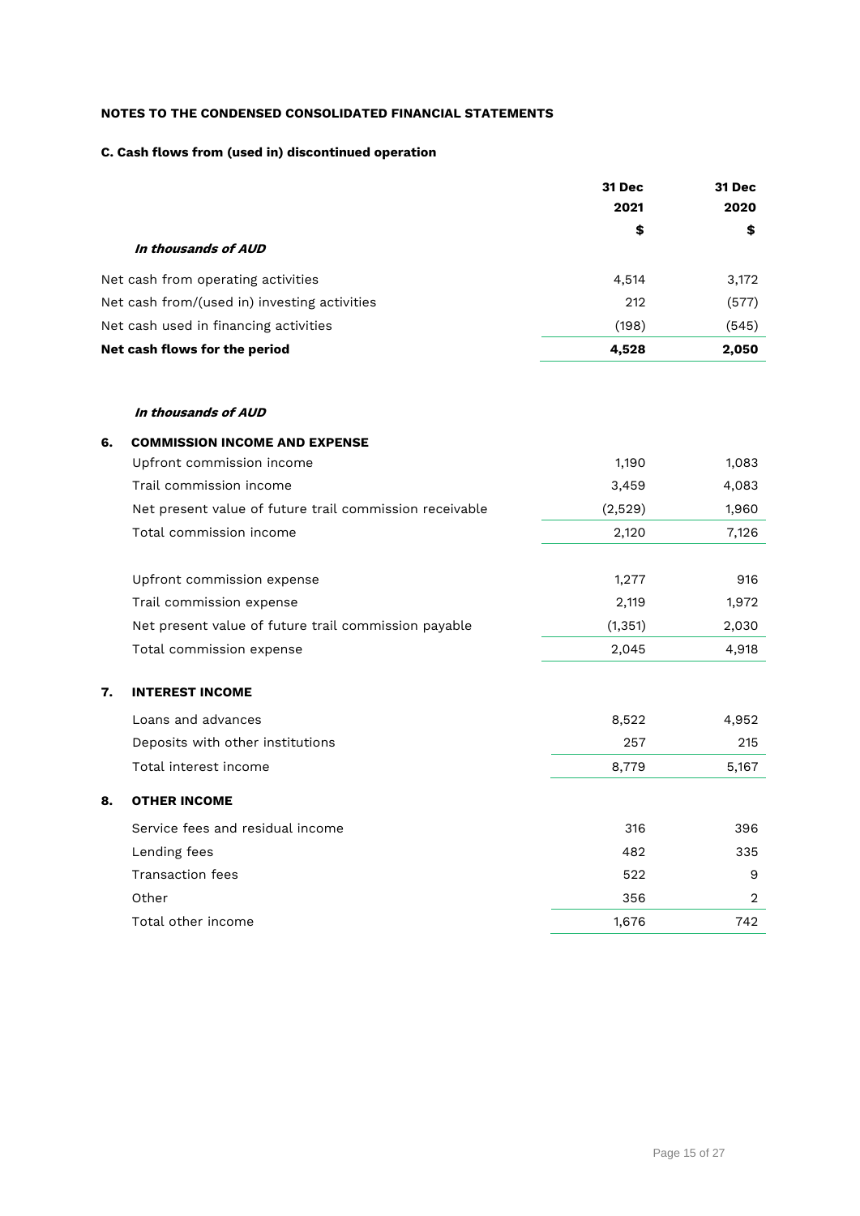**NOTES TO THE CONDENSED CONSOLIDATED FINANCIAL STATEMENTS**

**C. Cash flows from (used in) discontinued operation**

| *In thousands of AUD* | 31 Dec 2021 $ | 31 Dec 2020 $ |
|---|---|---|
| Net cash from operating activities | 4,514 | 3,172 |
| Net cash from/(used in) investing activities | 212 | (577) |
| Net cash used in financing activities | (198) | (545) |
| **Net cash flows for the period** | **4,528** | **2,050** |

*In thousands of AUD*

**6. COMMISSION INCOME AND EXPENSE**

| | 31 Dec 2021 $ | 31 Dec 2020 $ |
|---|---|---|
| Upfront commission income | 1,190 | 1,083 |
| Trail commission income | 3,459 | 4,083 |
| Net present value of future trail commission receivable | (2,529) | 1,960 |
| Total commission income | 2,120 | 7,126 |
| | | |
| Upfront commission expense | 1,277 | 916 |
| Trail commission expense | 2,119 | 1,972 |
| Net present value of future trail commission payable | (1,351) | 2,030 |
| Total commission expense | 2,045 | 4,918 |

**7. INTEREST INCOME**

| | 31 Dec 2021 $ | 31 Dec 2020 $ |
|---|---|---|
| Loans and advances | 8,522 | 4,952 |
| Deposits with other institutions | 257 | 215 |
| Total interest income | 8,779 | 5,167 |

**8. OTHER INCOME**

| | 31 Dec 2021 $ | 31 Dec 2020 $ |
|---|---|---|
| Service fees and residual income | 316 | 396 |
| Lending fees | 482 | 335 |
| Transaction fees | 522 | 9 |
| Other | 356 | 2 |
| Total other income | 1,676 | 742 |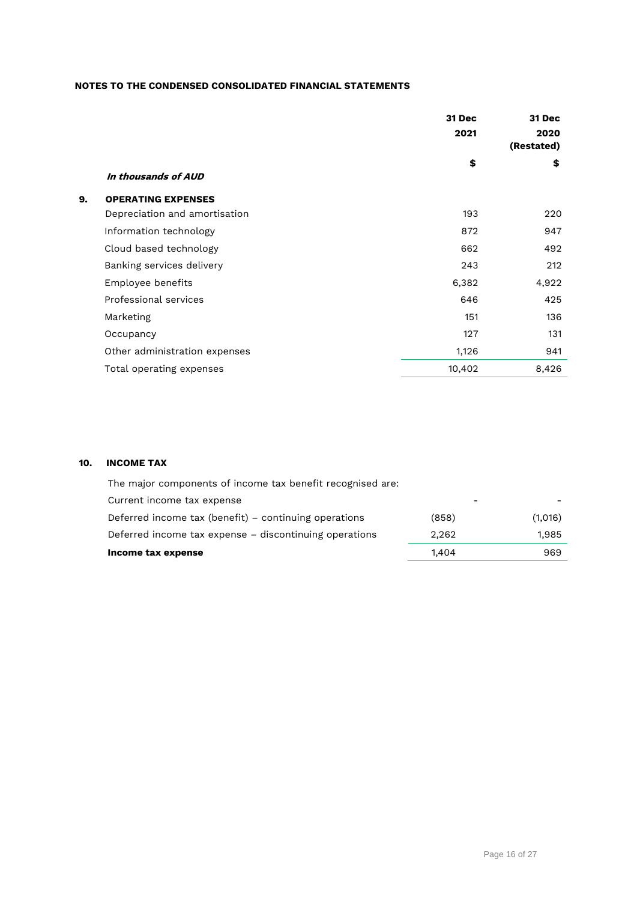**NOTES TO THE CONDENSED CONSOLIDATED FINANCIAL STATEMENTS**

| | 31 Dec 2021 | 31 Dec 2020 (Restated) |
|---|---|---|
| *In thousands of AUD* | $ | $ |
| **9. OPERATING EXPENSES** | | |
| Depreciation and amortisation | 193 | 220 |
| Information technology | 872 | 947 |
| Cloud based technology | 662 | 492 |
| Banking services delivery | 243 | 212 |
| Employee benefits | 6,382 | 4,922 |
| Professional services | 646 | 425 |
| Marketing | 151 | 136 |
| Occupancy | 127 | 131 |
| Other administration expenses | 1,126 | 941 |
| Total operating expenses | 10,402 | 8,426 |

**10. INCOME TAX**

| | 31 Dec 2021 | 31 Dec 2020 (Restated) |
|---|---|---|
| The major components of income tax benefit recognised are: | | |
| Current income tax expense | - | - |
| Deferred income tax (benefit) – continuing operations | (858) | (1,016) |
| Deferred income tax expense – discontinuing operations | 2,262 | 1,985 |
| **Income tax expense** | 1,404 | 969 |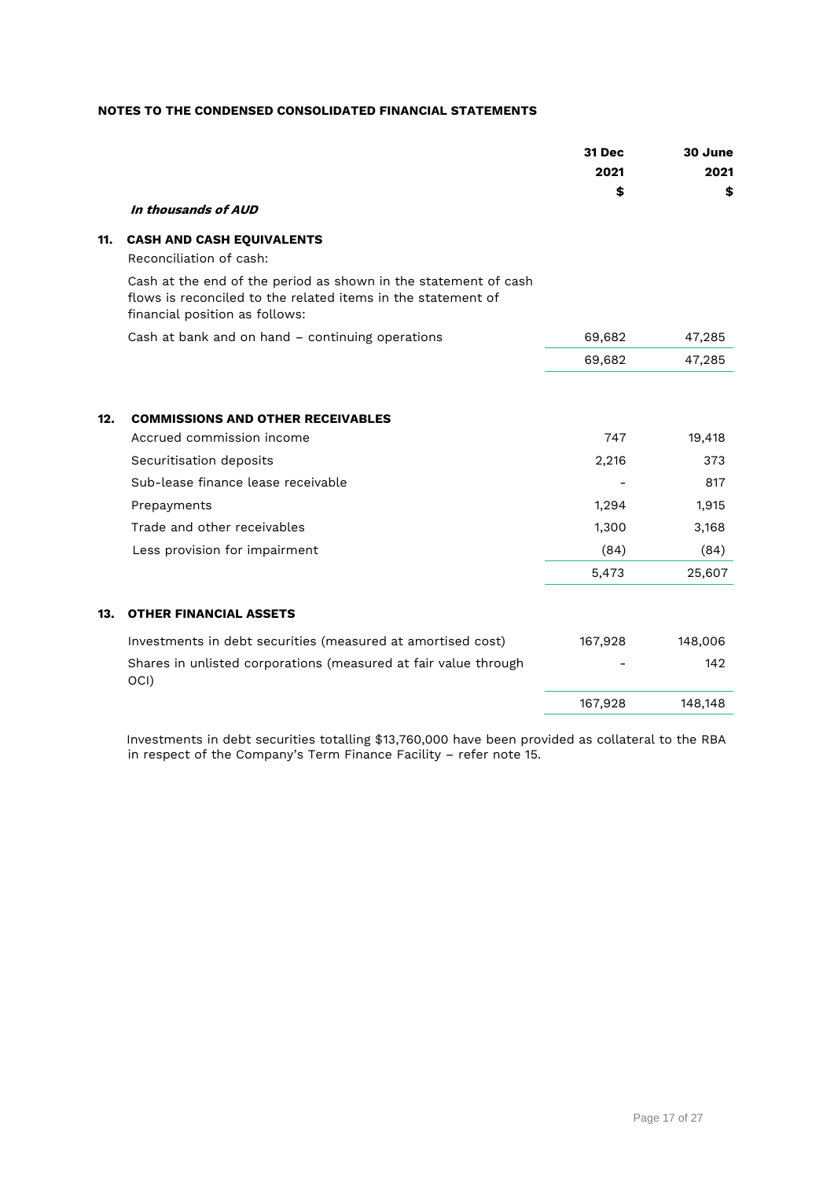## NOTES TO THE CONDENSED CONSOLIDATED FINANCIAL STATEMENTS

| | 31 Dec 2021 $ | 30 June 2021 $ |
|---|---|---|
| ***In thousands of AUD*** | | |

### 11. CASH AND CASH EQUIVALENTS

Reconciliation of cash:

Cash at the end of the period as shown in the statement of cash flows is reconciled to the related items in the statement of financial position as follows:

| | 31 Dec 2021 $ | 30 June 2021 $ |
|---|---|---|
| Cash at bank and on hand – continuing operations | 69,682 | 47,285 |
| | 69,682 | 47,285 |

### 12. COMMISSIONS AND OTHER RECEIVABLES

| | 31 Dec 2021 $ | 30 June 2021 $ |
|---|---|---|
| Accrued commission income | 747 | 19,418 |
| Securitisation deposits | 2,216 | 373 |
| Sub-lease finance lease receivable | - | 817 |
| Prepayments | 1,294 | 1,915 |
| Trade and other receivables | 1,300 | 3,168 |
| Less provision for impairment | (84) | (84) |
| | 5,473 | 25,607 |

### 13. OTHER FINANCIAL ASSETS

| | 31 Dec 2021 $ | 30 June 2021 $ |
|---|---|---|
| Investments in debt securities (measured at amortised cost) | 167,928 | 148,006 |
| Shares in unlisted corporations (measured at fair value through OCI) | - | 142 |
| | 167,928 | 148,148 |

Investments in debt securities totalling $13,760,000 have been provided as collateral to the RBA in respect of the Company's Term Finance Facility – refer note 15.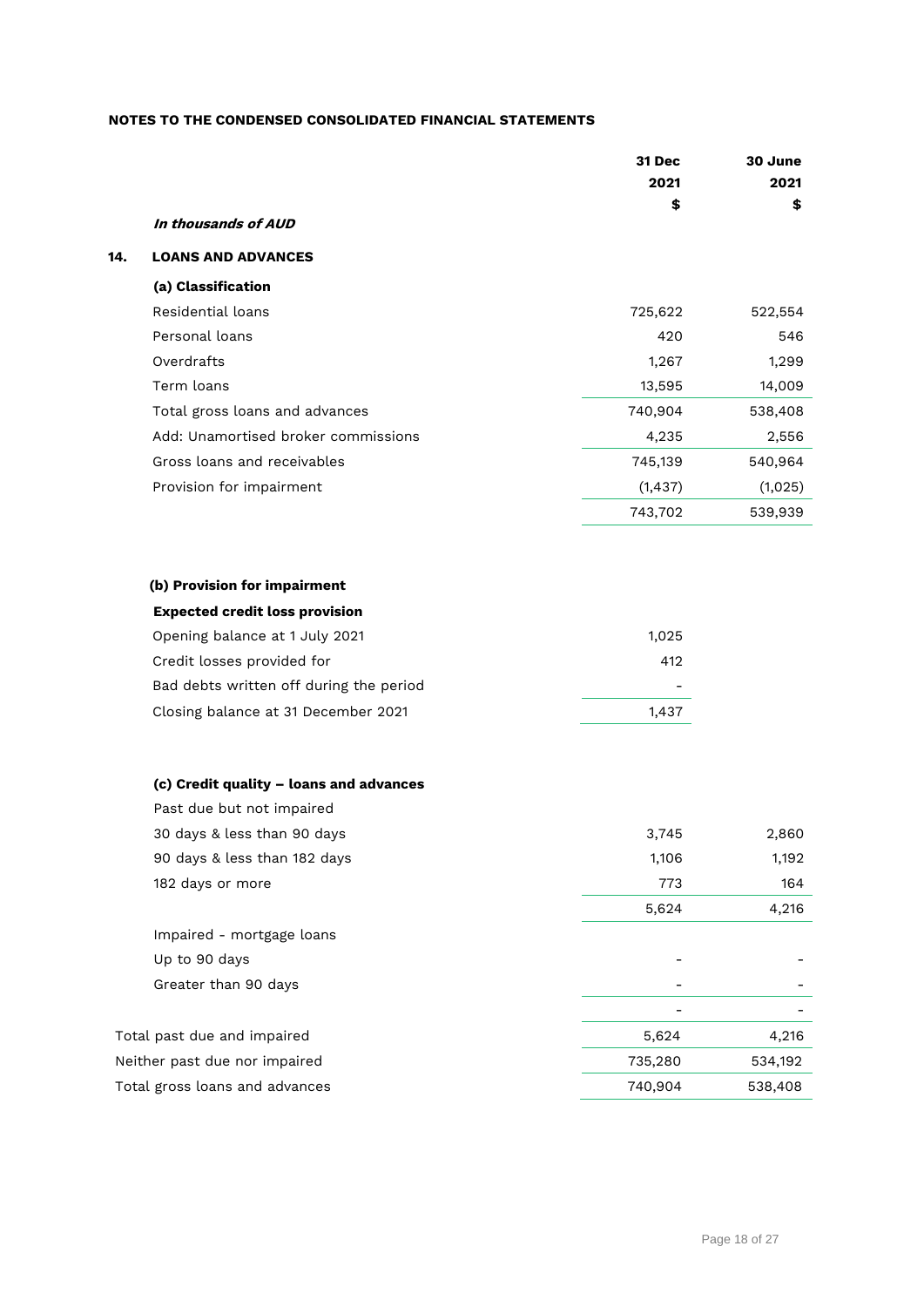**NOTES TO THE CONDENSED CONSOLIDATED FINANCIAL STATEMENTS**

| *In thousands of AUD* | 31 Dec 2021 $ | 30 June 2021 $ |
|---|---|---|

## 14. LOANS AND ADVANCES

**(a) Classification**

| | 31 Dec 2021 $ | 30 June 2021 $ |
|---|---|---|
| Residential loans | 725,622 | 522,554 |
| Personal loans | 420 | 546 |
| Overdrafts | 1,267 | 1,299 |
| Term loans | 13,595 | 14,009 |
| Total gross loans and advances | 740,904 | 538,408 |
| Add: Unamortised broker commissions | 4,235 | 2,556 |
| Gross loans and receivables | 745,139 | 540,964 |
| Provision for impairment | (1,437) | (1,025) |
| | 743,702 | 539,939 |

**(b) Provision for impairment**

**Expected credit loss provision**

| | 31 Dec 2021 $ |
|---|---|
| Opening balance at 1 July 2021 | 1,025 |
| Credit losses provided for | 412 |
| Bad debts written off during the period | - |
| Closing balance at 31 December 2021 | 1,437 |

**(c) Credit quality – loans and advances**

| | 31 Dec 2021 $ | 30 June 2021 $ |
|---|---|---|
| Past due but not impaired | | |
| 30 days & less than 90 days | 3,745 | 2,860 |
| 90 days & less than 182 days | 1,106 | 1,192 |
| 182 days or more | 773 | 164 |
| | 5,624 | 4,216 |
| Impaired - mortgage loans | | |
| Up to 90 days | - | - |
| Greater than 90 days | - | - |
| | - | - |
| Total past due and impaired | 5,624 | 4,216 |
| Neither past due nor impaired | 735,280 | 534,192 |
| Total gross loans and advances | 740,904 | 538,408 |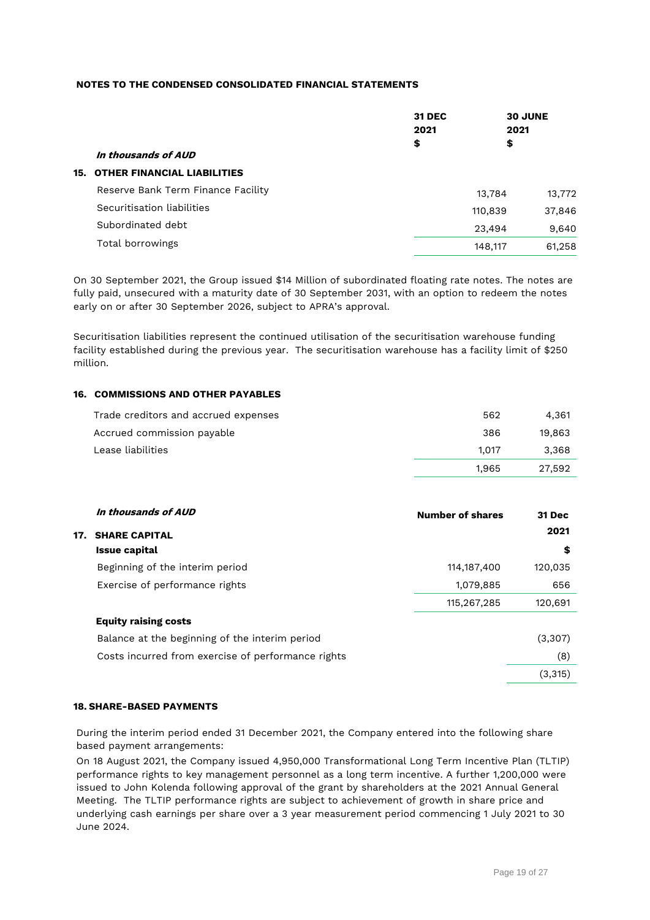**NOTES TO THE CONDENSED CONSOLIDATED FINANCIAL STATEMENTS**

| *In thousands of AUD* | 31 DEC 2021 $ | 30 JUNE 2021 $ |
|---|---|---|
| **15. OTHER FINANCIAL LIABILITIES** | | |
| Reserve Bank Term Finance Facility | 13,784 | 13,772 |
| Securitisation liabilities | 110,839 | 37,846 |
| Subordinated debt | 23,494 | 9,640 |
| Total borrowings | 148,117 | 61,258 |

On 30 September 2021, the Group issued $14 Million of subordinated floating rate notes. The notes are fully paid, unsecured with a maturity date of 30 September 2031, with an option to redeem the notes early on or after 30 September 2026, subject to APRA's approval.

Securitisation liabilities represent the continued utilisation of the securitisation warehouse funding facility established during the previous year. The securitisation warehouse has a facility limit of $250 million.

| **16. COMMISSIONS AND OTHER PAYABLES** | | |
|---|---|---|
| Trade creditors and accrued expenses | 562 | 4,361 |
| Accrued commission payable | 386 | 19,863 |
| Lease liabilities | 1,017 | 3,368 |
| | 1,965 | 27,592 |

| *In thousands of AUD* | Number of shares | 31 Dec 2021 $ |
|---|---|---|
| **17. SHARE CAPITAL** | | |
| **Issue capital** | | |
| Beginning of the interim period | 114,187,400 | 120,035 |
| Exercise of performance rights | 1,079,885 | 656 |
| | 115,267,285 | 120,691 |
| **Equity raising costs** | | |
| Balance at the beginning of the interim period | | (3,307) |
| Costs incurred from exercise of performance rights | | (8) |
| | | (3,315) |

**18. SHARE-BASED PAYMENTS**

During the interim period ended 31 December 2021, the Company entered into the following share based payment arrangements:

On 18 August 2021, the Company issued 4,950,000 Transformational Long Term Incentive Plan (TLTIP) performance rights to key management personnel as a long term incentive. A further 1,200,000 were issued to John Kolenda following approval of the grant by shareholders at the 2021 Annual General Meeting. The TLTIP performance rights are subject to achievement of growth in share price and underlying cash earnings per share over a 3 year measurement period commencing 1 July 2021 to 30 June 2024.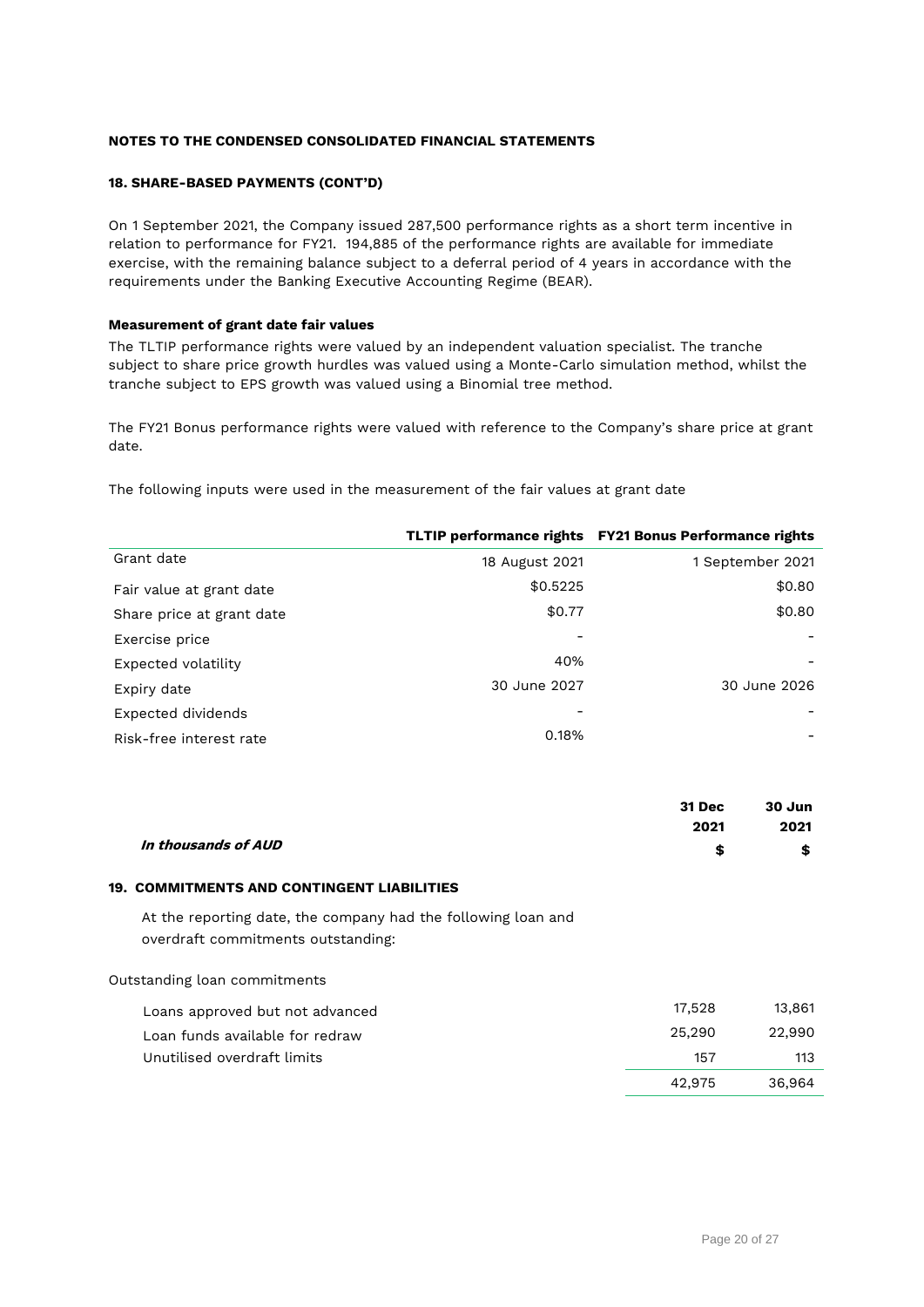**NOTES TO THE CONDENSED CONSOLIDATED FINANCIAL STATEMENTS**

**18. SHARE-BASED PAYMENTS (CONT'D)**

On 1 September 2021, the Company issued 287,500 performance rights as a short term incentive in relation to performance for FY21. 194,885 of the performance rights are available for immediate exercise, with the remaining balance subject to a deferral period of 4 years in accordance with the requirements under the Banking Executive Accounting Regime (BEAR).

**Measurement of grant date fair values**

The TLTIP performance rights were valued by an independent valuation specialist. The tranche subject to share price growth hurdles was valued using a Monte-Carlo simulation method, whilst the tranche subject to EPS growth was valued using a Binomial tree method.

The FY21 Bonus performance rights were valued with reference to the Company's share price at grant date.

The following inputs were used in the measurement of the fair values at grant date

| | **TLTIP performance rights** | **FY21 Bonus Performance rights** |
|---|---|---|
| Grant date | 18 August 2021 | 1 September 2021 |
| Fair value at grant date | $0.5225 | $0.80 |
| Share price at grant date | $0.77 | $0.80 |
| Exercise price | - | - |
| Expected volatility | 40% | - |
| Expiry date | 30 June 2027 | 30 June 2026 |
| Expected dividends | - | - |
| Risk-free interest rate | 0.18% | - |

| *In thousands of AUD* | **31 Dec 2021 $** | **30 Jun 2021 $** |
|---|---|---|
| **19. COMMITMENTS AND CONTINGENT LIABILITIES** | | |
| At the reporting date, the company had the following loan and overdraft commitments outstanding: | | |
| Outstanding loan commitments | | |
| Loans approved but not advanced | 17,528 | 13,861 |
| Loan funds available for redraw | 25,290 | 22,990 |
| Unutilised overdraft limits | 157 | 113 |
| | 42,975 | 36,964 |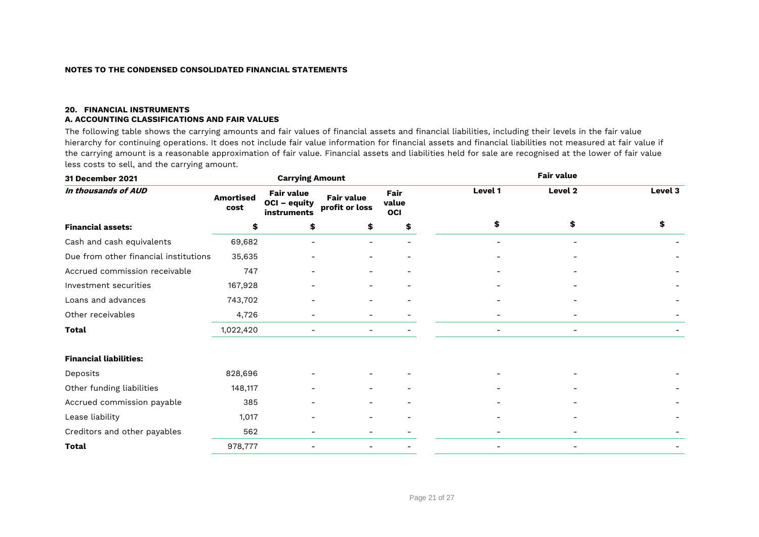**NOTES TO THE CONDENSED CONSOLIDATED FINANCIAL STATEMENTS**

**20. FINANCIAL INSTRUMENTS**

**A. ACCOUNTING CLASSIFICATIONS AND FAIR VALUES**

The following table shows the carrying amounts and fair values of financial assets and financial liabilities, including their levels in the fair value hierarchy for continuing operations. It does not include fair value information for financial assets and financial liabilities not measured at fair value if the carrying amount is a reasonable approximation of fair value. Financial assets and liabilities held for sale are recognised at the lower of fair value less costs to sell, and the carrying amount.

| **31 December 2021** | **Carrying Amount** | | | | **Fair value** | | |
|---|---|---|---|---|---|---|---|
| ***In thousands of AUD*** | **Amortised cost** | **Fair value OCI – equity instruments** | **Fair value profit or loss** | **Fair value OCI** | **Level 1** | **Level 2** | **Level 3** |
| **Financial assets:** | **$** | **$** | **$** | **$** | **$** | **$** | **$** |
| Cash and cash equivalents | 69,682 | - | - | - | - | - | - |
| Due from other financial institutions | 35,635 | - | - | - | - | - | - |
| Accrued commission receivable | 747 | - | - | - | - | - | - |
| Investment securities | 167,928 | - | - | - | - | - | - |
| Loans and advances | 743,702 | - | - | - | - | - | - |
| Other receivables | 4,726 | - | - | - | - | - | - |
| **Total** | 1,022,420 | - | - | - | - | - | - |
| | | | | | | | |
| **Financial liabilities:** | | | | | | | |
| Deposits | 828,696 | - | - | - | - | - | - |
| Other funding liabilities | 148,117 | - | - | - | - | - | - |
| Accrued commission payable | 385 | - | - | - | - | - | - |
| Lease liability | 1,017 | - | - | - | - | - | - |
| Creditors and other payables | 562 | - | - | - | - | - | - |
| **Total** | 978,777 | - | - | - | - | - | - |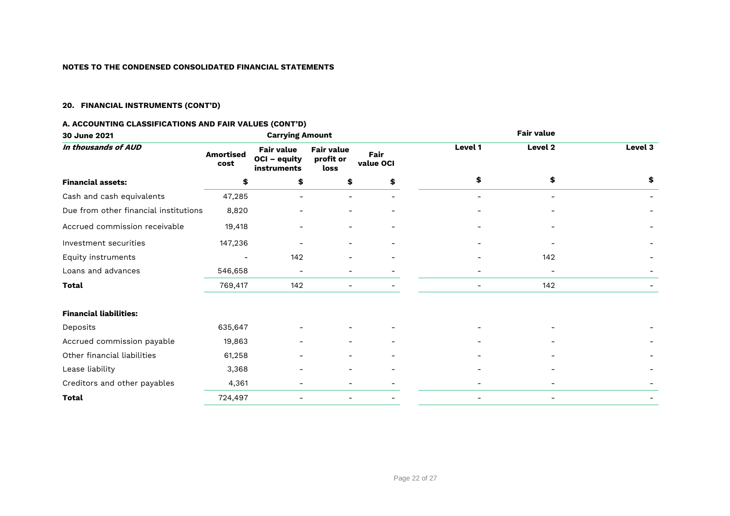**NOTES TO THE CONDENSED CONSOLIDATED FINANCIAL STATEMENTS**

**20. FINANCIAL INSTRUMENTS (CONT'D)**

**A. ACCOUNTING CLASSIFICATIONS AND FAIR VALUES (CONT'D)**

| **30 June 2021** | **Carrying Amount** | | | | **Fair value** | | |
|---|---|---|---|---|---|---|---|
| ***In thousands of AUD*** | **Amortised cost** | **Fair value OCI – equity instruments** | **Fair value profit or loss** | **Fair value OCI** | **Level 1** | **Level 2** | **Level 3** |
| **Financial assets:** | **$** | **$** | **$** | **$** | **$** | **$** | **$** |
| Cash and cash equivalents | 47,285 | - | - | - | - | - | - |
| Due from other financial institutions | 8,820 | - | - | - | - | - | - |
| Accrued commission receivable | 19,418 | - | - | - | - | - | - |
| Investment securities | 147,236 | - | - | - | - | - | - |
| Equity instruments | - | 142 | - | - | - | 142 | - |
| Loans and advances | 546,658 | - | - | - | - | - | - |
| **Total** | 769,417 | 142 | - | - | - | 142 | - |
| | | | | | | | |
| **Financial liabilities:** | | | | | | | |
| Deposits | 635,647 | - | - | - | - | - | - |
| Accrued commission payable | 19,863 | - | - | - | - | - | - |
| Other financial liabilities | 61,258 | - | - | - | - | - | - |
| Lease liability | 3,368 | - | - | - | - | - | - |
| Creditors and other payables | 4,361 | - | - | - | - | - | - |
| **Total** | 724,497 | - | - | - | - | - | - |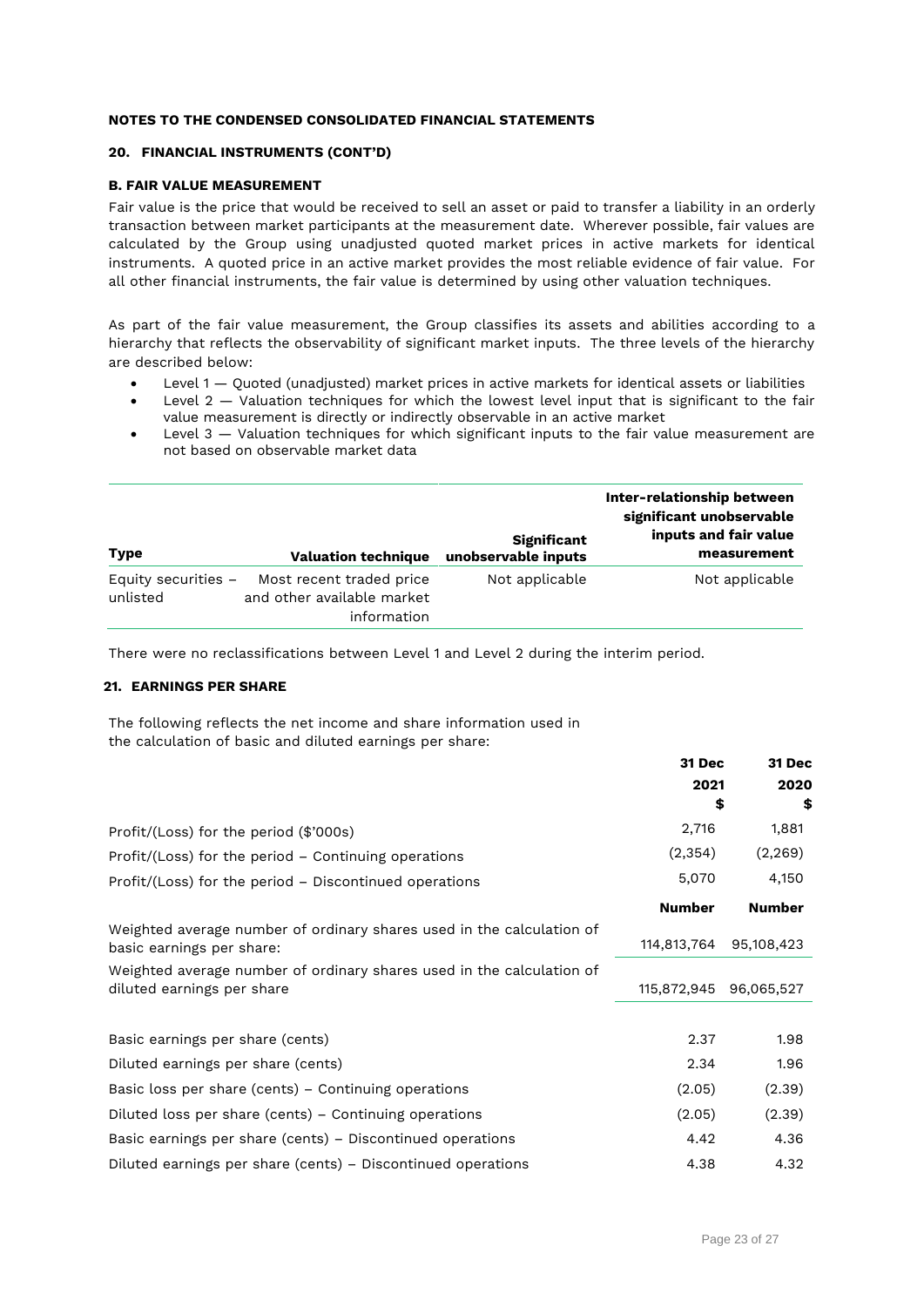**NOTES TO THE CONDENSED CONSOLIDATED FINANCIAL STATEMENTS**

## 20. FINANCIAL INSTRUMENTS (CONT'D)

### B. FAIR VALUE MEASUREMENT

Fair value is the price that would be received to sell an asset or paid to transfer a liability in an orderly transaction between market participants at the measurement date. Wherever possible, fair values are calculated by the Group using unadjusted quoted market prices in active markets for identical instruments. A quoted price in an active market provides the most reliable evidence of fair value. For all other financial instruments, the fair value is determined by using other valuation techniques.

As part of the fair value measurement, the Group classifies its assets and abilities according to a hierarchy that reflects the observability of significant market inputs. The three levels of the hierarchy are described below:

- Level 1 — Quoted (unadjusted) market prices in active markets for identical assets or liabilities
- Level 2 — Valuation techniques for which the lowest level input that is significant to the fair value measurement is directly or indirectly observable in an active market
- Level 3 — Valuation techniques for which significant inputs to the fair value measurement are not based on observable market data

| Type | Valuation technique | Significant unobservable inputs | Inter-relationship between significant unobservable inputs and fair value measurement |
|---|---|---|---|
| Equity securities – unlisted | Most recent traded price and other available market information | Not applicable | Not applicable |

There were no reclassifications between Level 1 and Level 2 during the interim period.

## 21. EARNINGS PER SHARE

The following reflects the net income and share information used in the calculation of basic and diluted earnings per share:

| | 31 Dec 2021 $ | 31 Dec 2020 $ |
|---|---|---|
| Profit/(Loss) for the period ($'000s) | 2,716 | 1,881 |
| Profit/(Loss) for the period – Continuing operations | (2,354) | (2,269) |
| Profit/(Loss) for the period – Discontinued operations | 5,070 | 4,150 |
| | **Number** | **Number** |
| Weighted average number of ordinary shares used in the calculation of basic earnings per share: | 114,813,764 | 95,108,423 |
| Weighted average number of ordinary shares used in the calculation of diluted earnings per share | 115,872,945 | 96,065,527 |
| | | |
| Basic earnings per share (cents) | 2.37 | 1.98 |
| Diluted earnings per share (cents) | 2.34 | 1.96 |
| Basic loss per share (cents) – Continuing operations | (2.05) | (2.39) |
| Diluted loss per share (cents) – Continuing operations | (2.05) | (2.39) |
| Basic earnings per share (cents) – Discontinued operations | 4.42 | 4.36 |
| Diluted earnings per share (cents) – Discontinued operations | 4.38 | 4.32 |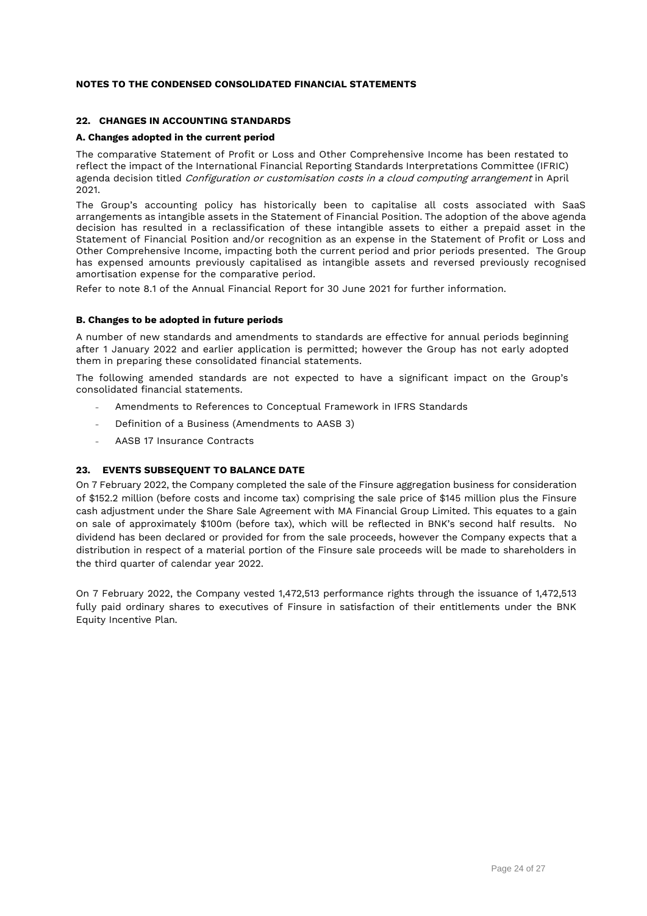**NOTES TO THE CONDENSED CONSOLIDATED FINANCIAL STATEMENTS**

## 22. CHANGES IN ACCOUNTING STANDARDS

### A. Changes adopted in the current period

The comparative Statement of Profit or Loss and Other Comprehensive Income has been restated to reflect the impact of the International Financial Reporting Standards Interpretations Committee (IFRIC) agenda decision titled *Configuration or customisation costs in a cloud computing arrangement* in April 2021.

The Group's accounting policy has historically been to capitalise all costs associated with SaaS arrangements as intangible assets in the Statement of Financial Position. The adoption of the above agenda decision has resulted in a reclassification of these intangible assets to either a prepaid asset in the Statement of Financial Position and/or recognition as an expense in the Statement of Profit or Loss and Other Comprehensive Income, impacting both the current period and prior periods presented. The Group has expensed amounts previously capitalised as intangible assets and reversed previously recognised amortisation expense for the comparative period.

Refer to note 8.1 of the Annual Financial Report for 30 June 2021 for further information.

### B. Changes to be adopted in future periods

A number of new standards and amendments to standards are effective for annual periods beginning after 1 January 2022 and earlier application is permitted; however the Group has not early adopted them in preparing these consolidated financial statements.

The following amended standards are not expected to have a significant impact on the Group's consolidated financial statements.

- Amendments to References to Conceptual Framework in IFRS Standards
- Definition of a Business (Amendments to AASB 3)
- AASB 17 Insurance Contracts

## 23. EVENTS SUBSEQUENT TO BALANCE DATE

On 7 February 2022, the Company completed the sale of the Finsure aggregation business for consideration of $152.2 million (before costs and income tax) comprising the sale price of $145 million plus the Finsure cash adjustment under the Share Sale Agreement with MA Financial Group Limited. This equates to a gain on sale of approximately $100m (before tax), which will be reflected in BNK's second half results. No dividend has been declared or provided for from the sale proceeds, however the Company expects that a distribution in respect of a material portion of the Finsure sale proceeds will be made to shareholders in the third quarter of calendar year 2022.

On 7 February 2022, the Company vested 1,472,513 performance rights through the issuance of 1,472,513 fully paid ordinary shares to executives of Finsure in satisfaction of their entitlements under the BNK Equity Incentive Plan.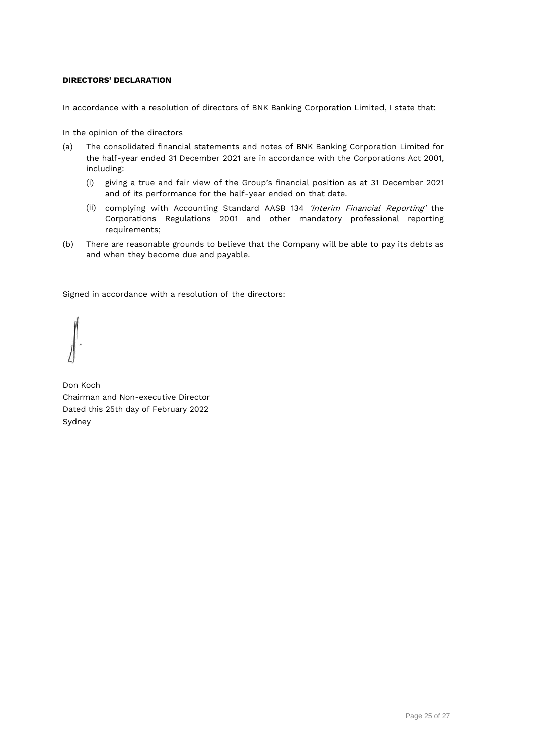**DIRECTORS' DECLARATION**

In accordance with a resolution of directors of BNK Banking Corporation Limited, I state that:

In the opinion of the directors

(a) The consolidated financial statements and notes of BNK Banking Corporation Limited for the half-year ended 31 December 2021 are in accordance with the Corporations Act 2001, including:

   (i) giving a true and fair view of the Group's financial position as at 31 December 2021 and of its performance for the half-year ended on that date.

   (ii) complying with Accounting Standard AASB 134 *'Interim Financial Reporting'* the Corporations Regulations 2001 and other mandatory professional reporting requirements;

(b) There are reasonable grounds to believe that the Company will be able to pay its debts as and when they become due and payable.

Signed in accordance with a resolution of the directors:

Don Koch
Chairman and Non-executive Director
Dated this 25th day of February 2022
Sydney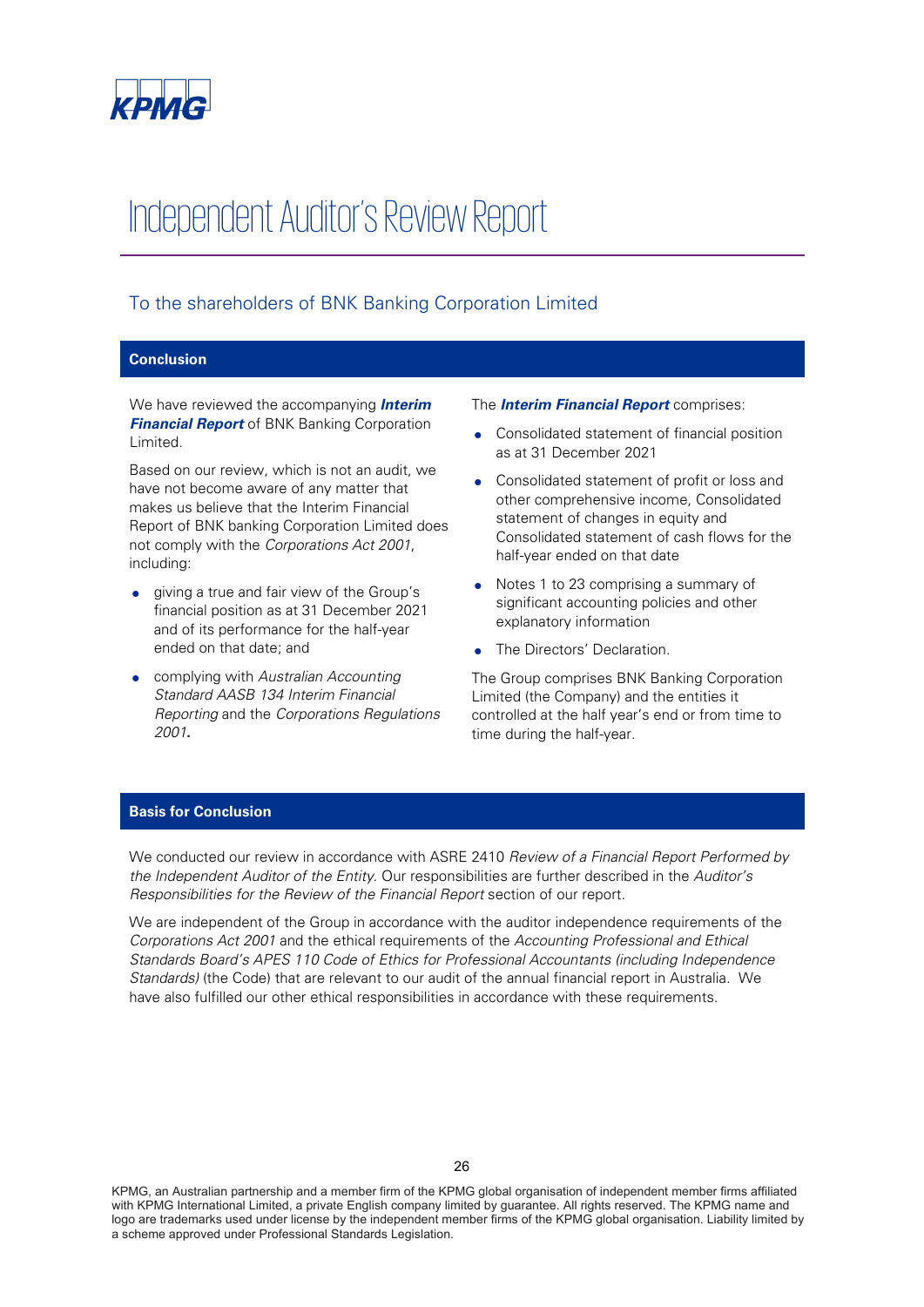# Independent Auditor's Review Report

## To the shareholders of BNK Banking Corporation Limited

### Conclusion

We have reviewed the accompanying ***Interim Financial Report*** of BNK Banking Corporation Limited.

Based on our review, which is not an audit, we have not become aware of any matter that makes us believe that the Interim Financial Report of BNK banking Corporation Limited does not comply with the *Corporations Act 2001*, including:

- giving a true and fair view of the Group's financial position as at 31 December 2021 and of its performance for the half-year ended on that date; and
- complying with *Australian Accounting Standard AASB 134 Interim Financial Reporting* and the *Corporations Regulations 2001*.

The ***Interim Financial Report*** comprises:

- Consolidated statement of financial position as at 31 December 2021
- Consolidated statement of profit or loss and other comprehensive income, Consolidated statement of changes in equity and Consolidated statement of cash flows for the half-year ended on that date
- Notes 1 to 23 comprising a summary of significant accounting policies and other explanatory information
- The Directors' Declaration.

The Group comprises BNK Banking Corporation Limited (the Company) and the entities it controlled at the half year's end or from time to time during the half-year.

### Basis for Conclusion

We conducted our review in accordance with ASRE 2410 *Review of a Financial Report Performed by the Independent Auditor of the Entity.* Our responsibilities are further described in the *Auditor's Responsibilities for the Review of the Financial Report* section of our report.

We are independent of the Group in accordance with the auditor independence requirements of the *Corporations Act 2001* and the ethical requirements of the *Accounting Professional and Ethical Standards Board's APES 110 Code of Ethics for Professional Accountants (including Independence Standards)* (the Code) that are relevant to our audit of the annual financial report in Australia. We have also fulfilled our other ethical responsibilities in accordance with these requirements.

KPMG, an Australian partnership and a member firm of the KPMG global organisation of independent member firms affiliated with KPMG International Limited, a private English company limited by guarantee. All rights reserved. The KPMG name and logo are trademarks used under license by the independent member firms of the KPMG global organisation. Liability limited by a scheme approved under Professional Standards Legislation.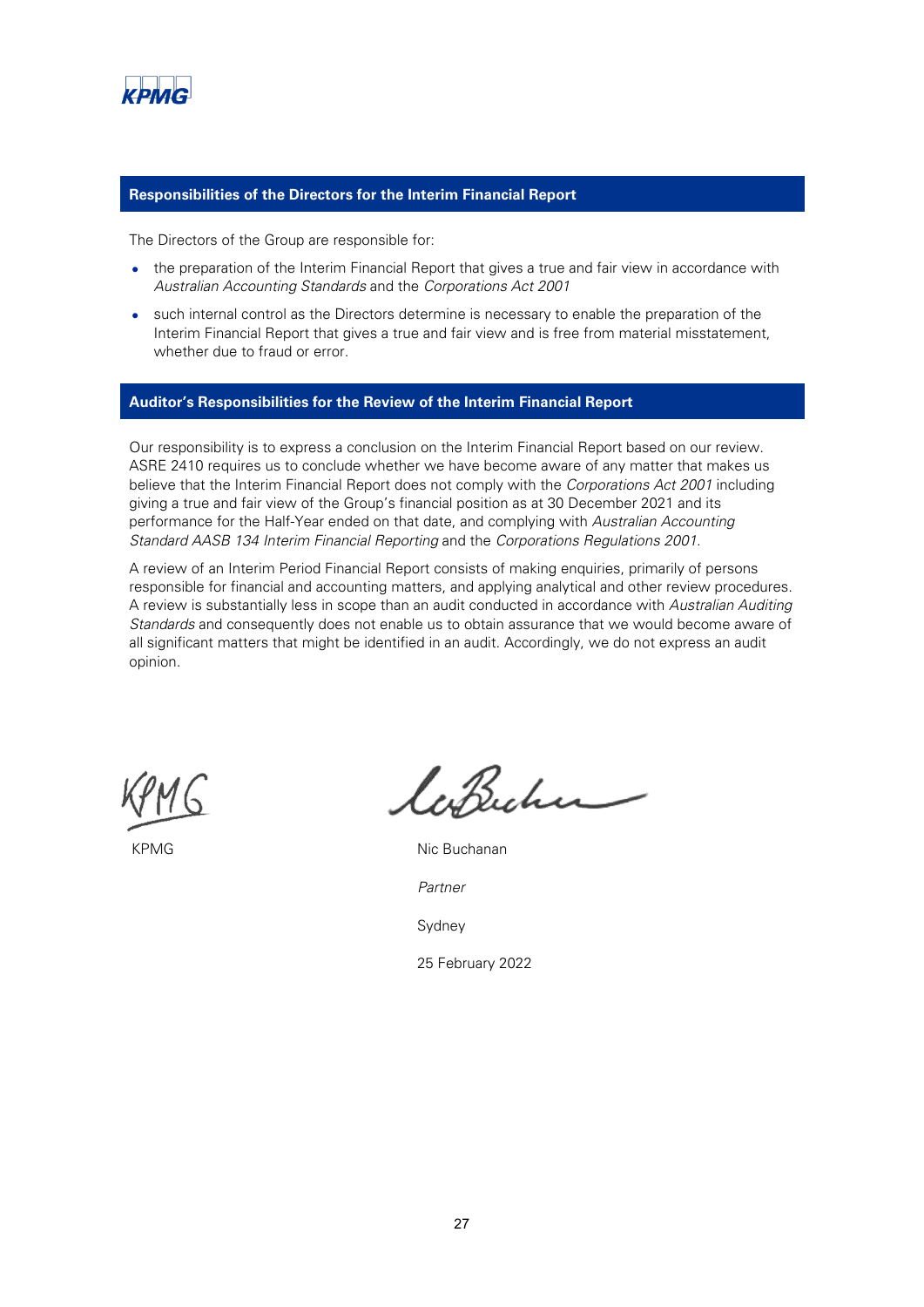## Responsibilities of the Directors for the Interim Financial Report

The Directors of the Group are responsible for:

- the preparation of the Interim Financial Report that gives a true and fair view in accordance with *Australian Accounting Standards* and the *Corporations Act 2001*
- such internal control as the Directors determine is necessary to enable the preparation of the Interim Financial Report that gives a true and fair view and is free from material misstatement, whether due to fraud or error.

## Auditor's Responsibilities for the Review of the Interim Financial Report

Our responsibility is to express a conclusion on the Interim Financial Report based on our review. ASRE 2410 requires us to conclude whether we have become aware of any matter that makes us believe that the Interim Financial Report does not comply with the *Corporations Act 2001* including giving a true and fair view of the Group's financial position as at 30 December 2021 and its performance for the Half-Year ended on that date, and complying with *Australian Accounting Standard AASB 134 Interim Financial Reporting* and the *Corporations Regulations 2001.*

A review of an Interim Period Financial Report consists of making enquiries, primarily of persons responsible for financial and accounting matters, and applying analytical and other review procedures. A review is substantially less in scope than an audit conducted in accordance with *Australian Auditing Standards* and consequently does not enable us to obtain assurance that we would become aware of all significant matters that might be identified in an audit. Accordingly, we do not express an audit opinion.

KPMG

Nic Buchanan

*Partner*

Sydney

25 February 2022